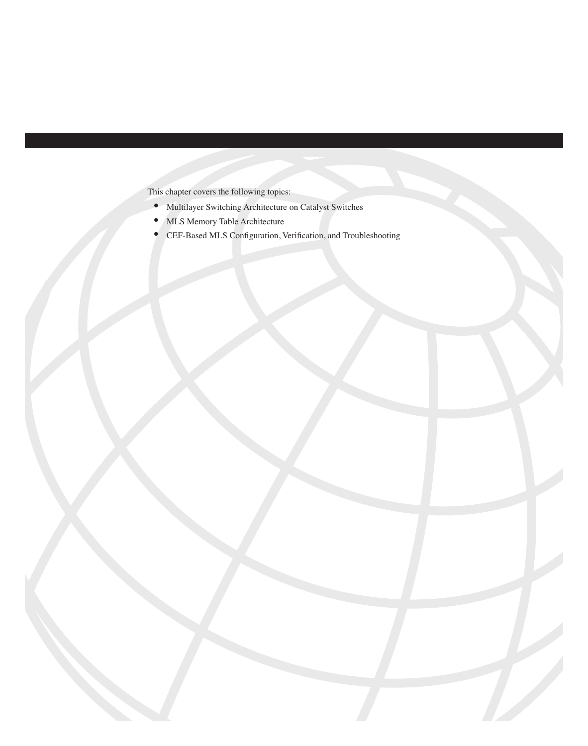This chapter covers the following topics:

- Multilayer Switching Architecture on Catalyst Switches
- MLS Memory Table Architecture
- CEF-Based MLS Configuration, Verification, and Troubleshooting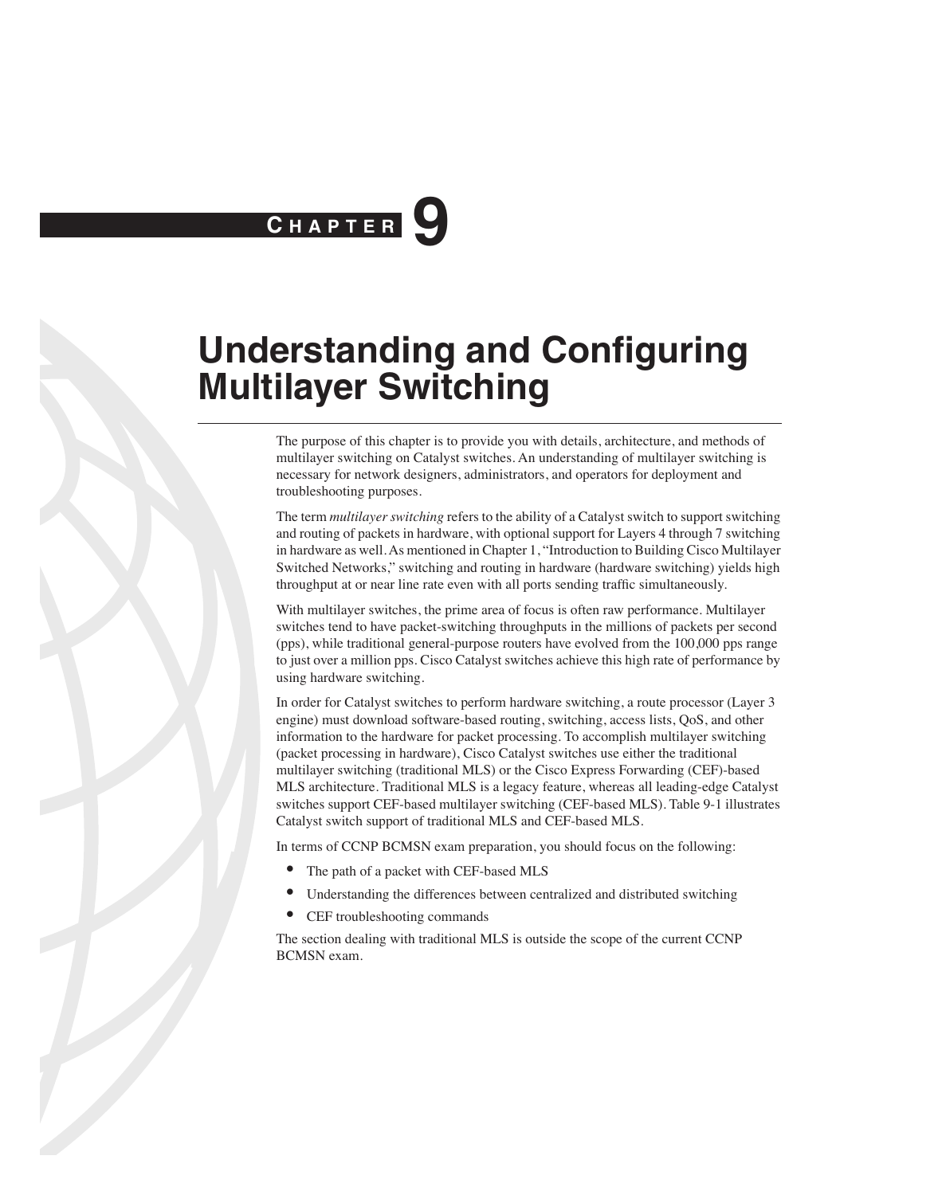# CHAPTER 9

# Understanding and Configuring Multilayer Switching

The purpose of this chapter is to provide you with details, architecture, and methods of multilayer switching on Catalyst switches. An understanding of multilayer switching is necessary for network designers, administrators, and operators for deployment and troubleshooting purposes.

The term *multilayer switching* refers to the ability of a Catalyst switch to support switching and routing of packets in hardware, with optional support for Layers 4 through 7 switching in hardware as well. As mentioned in Chapter 1, "Introduction to Building Cisco Multilayer Switched Networks," switching and routing in hardware (hardware switching) yields high throughput at or near line rate even with all ports sending traffic simultaneously.

With multilayer switches, the prime area of focus is often raw performance. Multilayer switches tend to have packet-switching throughputs in the millions of packets per second (pps), while traditional general-purpose routers have evolved from the 100,000 pps range to just over a million pps. Cisco Catalyst switches achieve this high rate of performance by using hardware switching.

In order for Catalyst switches to perform hardware switching, a route processor (Layer 3 engine) must download software-based routing, switching, access lists, QoS, and other information to the hardware for packet processing. To accomplish multilayer switching (packet processing in hardware), Cisco Catalyst switches use either the traditional multilayer switching (traditional MLS) or the Cisco Express Forwarding (CEF)-based MLS architecture. Traditional MLS is a legacy feature, whereas all leading-edge Catalyst switches support CEF-based multilayer switching (CEF-based MLS). Table 9-1 illustrates Catalyst switch support of traditional MLS and CEF-based MLS.

In terms of CCNP BCMSN exam preparation, you should focus on the following:

- The path of a packet with CEF-based MLS
- Understanding the differences between centralized and distributed switching
- CEF troubleshooting commands

The section dealing with traditional MLS is outside the scope of the current CCNP BCMSN exam.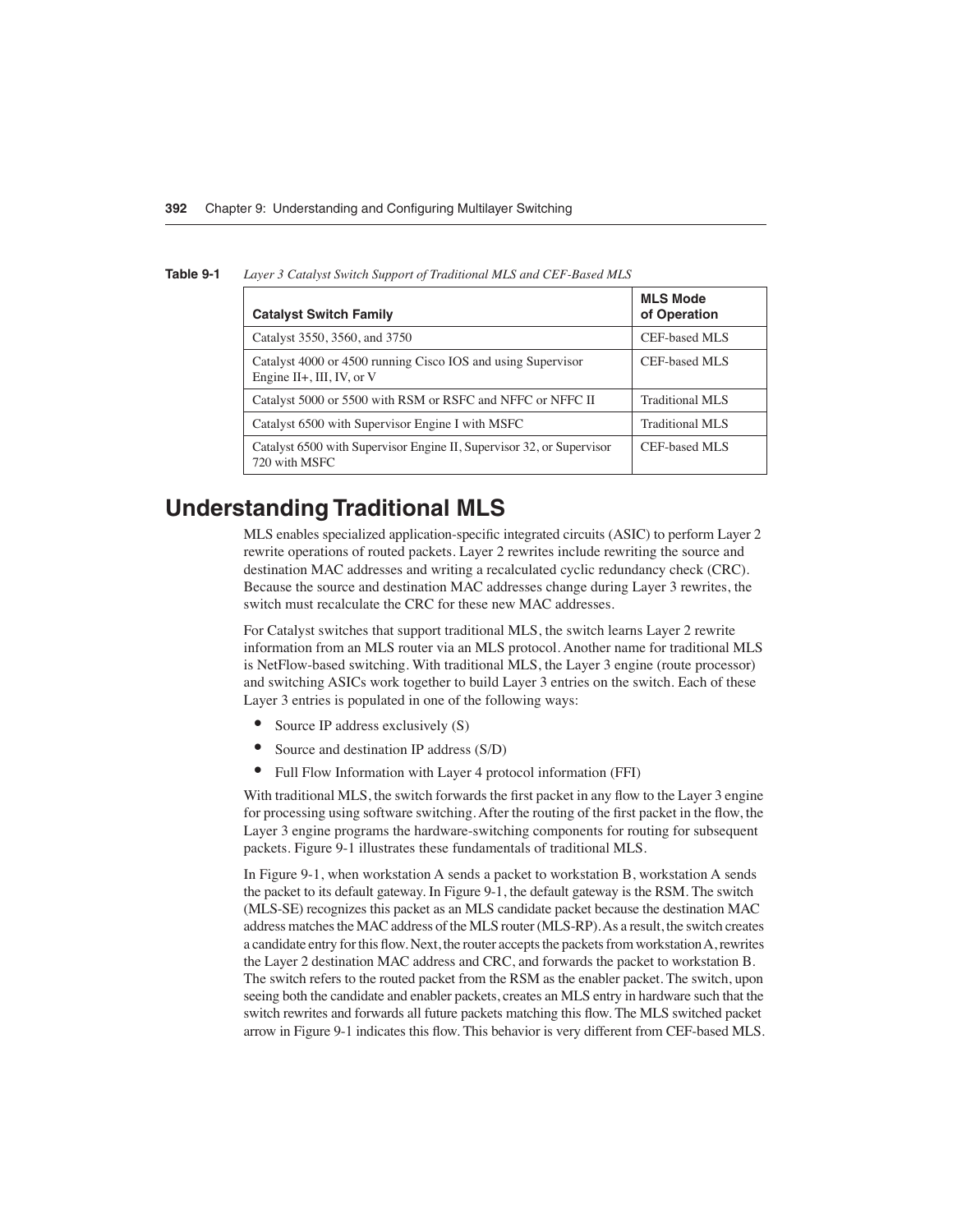**Table 9-1** *Layer 3 Catalyst Switch Support of Traditional MLS and CEF-Based MLS*

| Catalyst Switch Family | MLS Mode of Operation |
|---|---|
| Catalyst 3550, 3560, and 3750 | CEF-based MLS |
| Catalyst 4000 or 4500 running Cisco IOS and using Supervisor Engine II+, III, IV, or V | CEF-based MLS |
| Catalyst 5000 or 5500 with RSM or RSFC and NFFC or NFFC II | Traditional MLS |
| Catalyst 6500 with Supervisor Engine I with MSFC | Traditional MLS |
| Catalyst 6500 with Supervisor Engine II, Supervisor 32, or Supervisor 720 with MSFC | CEF-based MLS |

## Understanding Traditional MLS

MLS enables specialized application-specific integrated circuits (ASIC) to perform Layer 2 rewrite operations of routed packets. Layer 2 rewrites include rewriting the source and destination MAC addresses and writing a recalculated cyclic redundancy check (CRC). Because the source and destination MAC addresses change during Layer 3 rewrites, the switch must recalculate the CRC for these new MAC addresses.

For Catalyst switches that support traditional MLS, the switch learns Layer 2 rewrite information from an MLS router via an MLS protocol. Another name for traditional MLS is NetFlow-based switching. With traditional MLS, the Layer 3 engine (route processor) and switching ASICs work together to build Layer 3 entries on the switch. Each of these Layer 3 entries is populated in one of the following ways:

- Source IP address exclusively (S)
- Source and destination IP address (S/D)
- Full Flow Information with Layer 4 protocol information (FFI)

With traditional MLS, the switch forwards the first packet in any flow to the Layer 3 engine for processing using software switching. After the routing of the first packet in the flow, the Layer 3 engine programs the hardware-switching components for routing for subsequent packets. Figure 9-1 illustrates these fundamentals of traditional MLS.

In Figure 9-1, when workstation A sends a packet to workstation B, workstation A sends the packet to its default gateway. In Figure 9-1, the default gateway is the RSM. The switch (MLS-SE) recognizes this packet as an MLS candidate packet because the destination MAC address matches the MAC address of the MLS router (MLS-RP). As a result, the switch creates a candidate entry for this flow. Next, the router accepts the packets from workstation A, rewrites the Layer 2 destination MAC address and CRC, and forwards the packet to workstation B. The switch refers to the routed packet from the RSM as the enabler packet. The switch, upon seeing both the candidate and enabler packets, creates an MLS entry in hardware such that the switch rewrites and forwards all future packets matching this flow. The MLS switched packet arrow in Figure 9-1 indicates this flow. This behavior is very different from CEF-based MLS.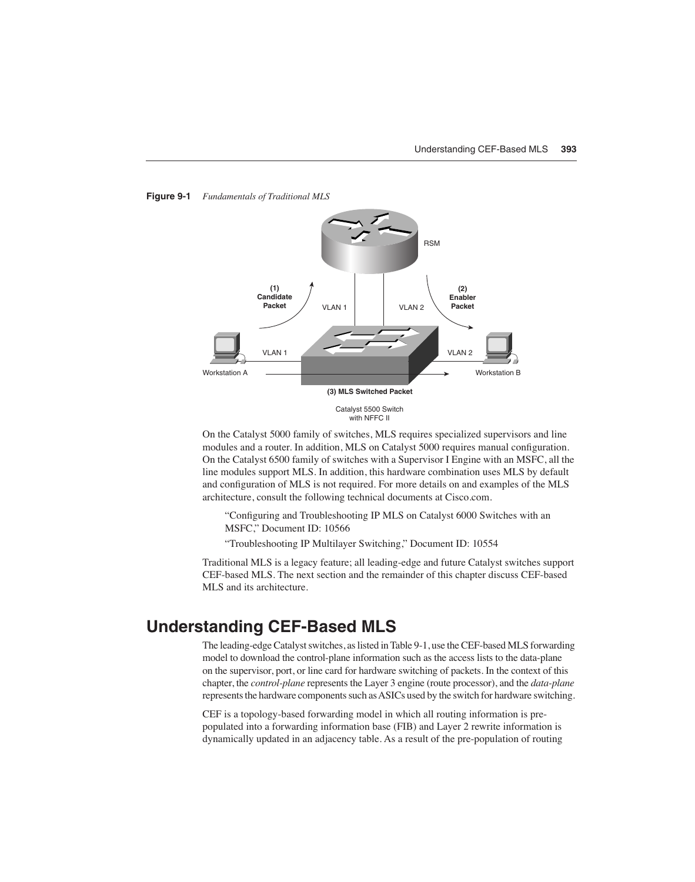**Figure 9-1** *Fundamentals of Traditional MLS*

On the Catalyst 5000 family of switches, MLS requires specialized supervisors and line modules and a router. In addition, MLS on Catalyst 5000 requires manual configuration. On the Catalyst 6500 family of switches with a Supervisor I Engine with an MSFC, all the line modules support MLS. In addition, this hardware combination uses MLS by default and configuration of MLS is not required. For more details on and examples of the MLS architecture, consult the following technical documents at Cisco.com.

> "Configuring and Troubleshooting IP MLS on Catalyst 6000 Switches with an MSFC," Document ID: 10566
>
> "Troubleshooting IP Multilayer Switching," Document ID: 10554

Traditional MLS is a legacy feature; all leading-edge and future Catalyst switches support CEF-based MLS. The next section and the remainder of this chapter discuss CEF-based MLS and its architecture.

## Understanding CEF-Based MLS

The leading-edge Catalyst switches, as listed in Table 9-1, use the CEF-based MLS forwarding model to download the control-plane information such as the access lists to the data-plane on the supervisor, port, or line card for hardware switching of packets. In the context of this chapter, the *control-plane* represents the Layer 3 engine (route processor), and the *data-plane* represents the hardware components such as ASICs used by the switch for hardware switching.

CEF is a topology-based forwarding model in which all routing information is pre-populated into a forwarding information base (FIB) and Layer 2 rewrite information is dynamically updated in an adjacency table. As a result of the pre-population of routing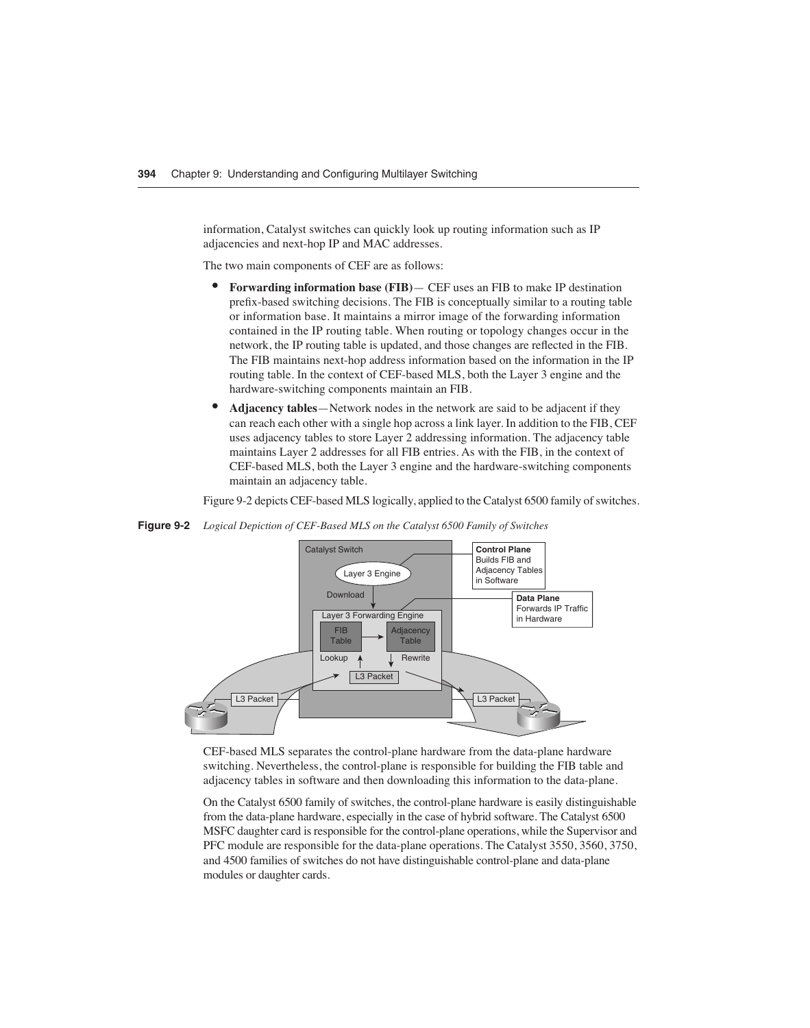information, Catalyst switches can quickly look up routing information such as IP adjacencies and next-hop IP and MAC addresses.

The two main components of CEF are as follows:

- **Forwarding information base (FIB)**— CEF uses an FIB to make IP destination prefix-based switching decisions. The FIB is conceptually similar to a routing table or information base. It maintains a mirror image of the forwarding information contained in the IP routing table. When routing or topology changes occur in the network, the IP routing table is updated, and those changes are reflected in the FIB. The FIB maintains next-hop address information based on the information in the IP routing table. In the context of CEF-based MLS, both the Layer 3 engine and the hardware-switching components maintain an FIB.
- **Adjacency tables**—Network nodes in the network are said to be adjacent if they can reach each other with a single hop across a link layer. In addition to the FIB, CEF uses adjacency tables to store Layer 2 addressing information. The adjacency table maintains Layer 2 addresses for all FIB entries. As with the FIB, in the context of CEF-based MLS, both the Layer 3 engine and the hardware-switching components maintain an adjacency table.

Figure 9-2 depicts CEF-based MLS logically, applied to the Catalyst 6500 family of switches.

**Figure 9-2** *Logical Depiction of CEF-Based MLS on the Catalyst 6500 Family of Switches*

Catalyst Switch

Layer 3 Engine

Download

Layer 3 Forwarding Engine

FIB Table

Adjacency Table

Lookup

Rewrite

L3 Packet

L3 Packet

L3 Packet

**Control Plane** Builds FIB and Adjacency Tables in Software

**Data Plane** Forwards IP Traffic in Hardware

CEF-based MLS separates the control-plane hardware from the data-plane hardware switching. Nevertheless, the control-plane is responsible for building the FIB table and adjacency tables in software and then downloading this information to the data-plane.

On the Catalyst 6500 family of switches, the control-plane hardware is easily distinguishable from the data-plane hardware, especially in the case of hybrid software. The Catalyst 6500 MSFC daughter card is responsible for the control-plane operations, while the Supervisor and PFC module are responsible for the data-plane operations. The Catalyst 3550, 3560, 3750, and 4500 families of switches do not have distinguishable control-plane and data-plane modules or daughter cards.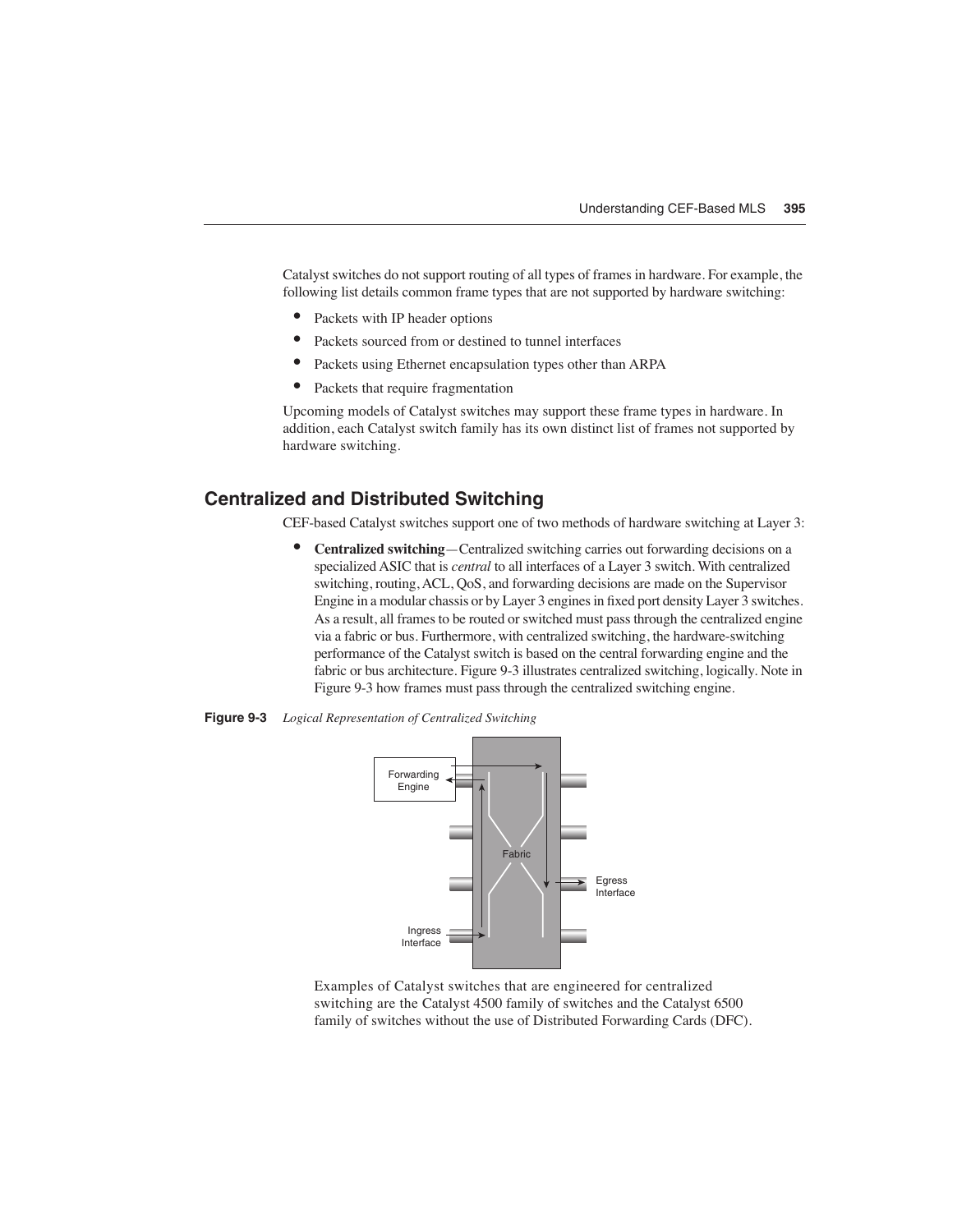Catalyst switches do not support routing of all types of frames in hardware. For example, the following list details common frame types that are not supported by hardware switching:

- Packets with IP header options
- Packets sourced from or destined to tunnel interfaces
- Packets using Ethernet encapsulation types other than ARPA
- Packets that require fragmentation

Upcoming models of Catalyst switches may support these frame types in hardware. In addition, each Catalyst switch family has its own distinct list of frames not supported by hardware switching.

## Centralized and Distributed Switching

CEF-based Catalyst switches support one of two methods of hardware switching at Layer 3:

- **Centralized switching**—Centralized switching carries out forwarding decisions on a specialized ASIC that is *central* to all interfaces of a Layer 3 switch. With centralized switching, routing, ACL, QoS, and forwarding decisions are made on the Supervisor Engine in a modular chassis or by Layer 3 engines in fixed port density Layer 3 switches. As a result, all frames to be routed or switched must pass through the centralized engine via a fabric or bus. Furthermore, with centralized switching, the hardware-switching performance of the Catalyst switch is based on the central forwarding engine and the fabric or bus architecture. Figure 9-3 illustrates centralized switching, logically. Note in Figure 9-3 how frames must pass through the centralized switching engine.

**Figure 9-3** *Logical Representation of Centralized Switching*

Examples of Catalyst switches that are engineered for centralized switching are the Catalyst 4500 family of switches and the Catalyst 6500 family of switches without the use of Distributed Forwarding Cards (DFC).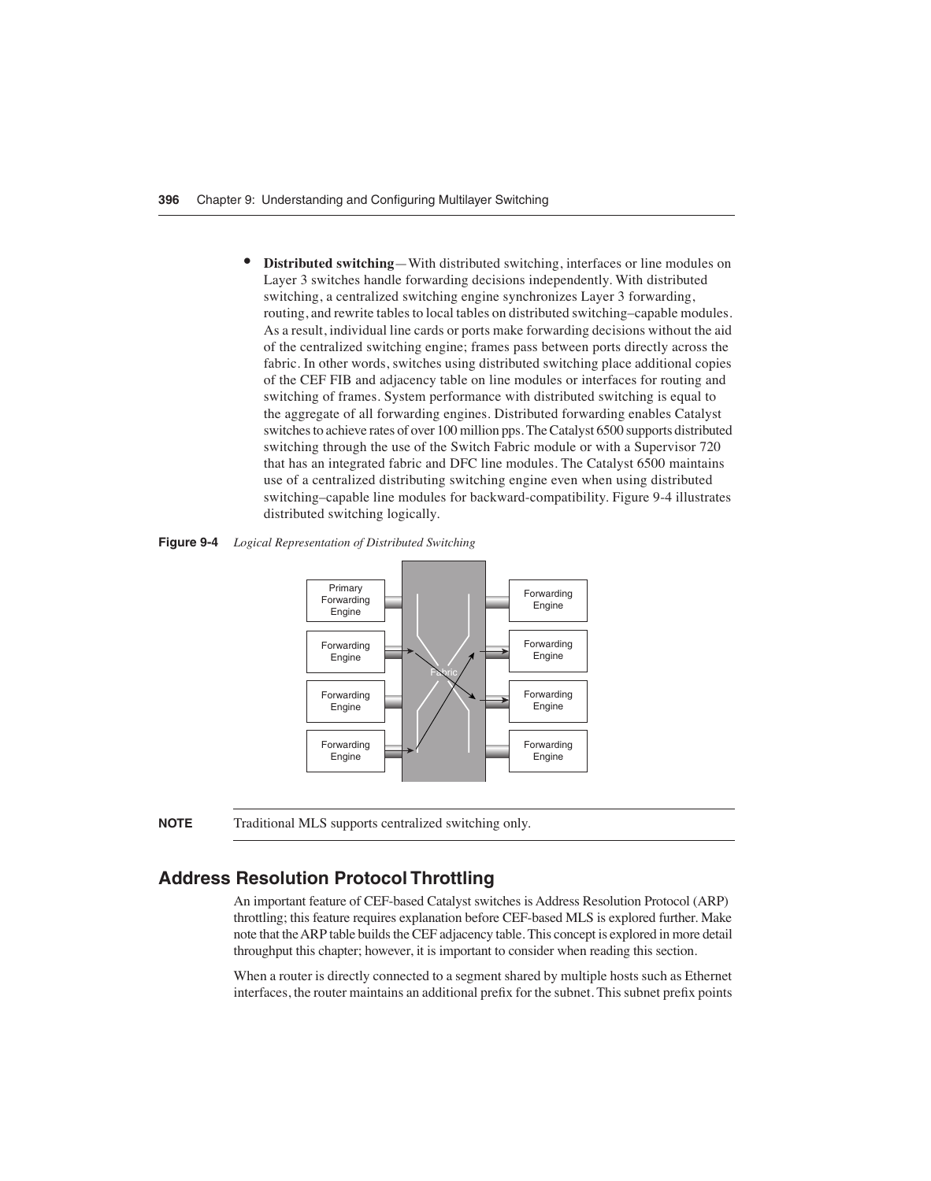- **Distributed switching**—With distributed switching, interfaces or line modules on Layer 3 switches handle forwarding decisions independently. With distributed switching, a centralized switching engine synchronizes Layer 3 forwarding, routing, and rewrite tables to local tables on distributed switching–capable modules. As a result, individual line cards or ports make forwarding decisions without the aid of the centralized switching engine; frames pass between ports directly across the fabric. In other words, switches using distributed switching place additional copies of the CEF FIB and adjacency table on line modules or interfaces for routing and switching of frames. System performance with distributed switching is equal to the aggregate of all forwarding engines. Distributed forwarding enables Catalyst switches to achieve rates of over 100 million pps. The Catalyst 6500 supports distributed switching through the use of the Switch Fabric module or with a Supervisor 720 that has an integrated fabric and DFC line modules. The Catalyst 6500 maintains use of a centralized distributing switching engine even when using distributed switching–capable line modules for backward-compatibility. Figure 9-4 illustrates distributed switching logically.

**Figure 9-4** *Logical Representation of Distributed Switching*

**NOTE** Traditional MLS supports centralized switching only.

## Address Resolution Protocol Throttling

An important feature of CEF-based Catalyst switches is Address Resolution Protocol (ARP) throttling; this feature requires explanation before CEF-based MLS is explored further. Make note that the ARP table builds the CEF adjacency table. This concept is explored in more detail throughput this chapter; however, it is important to consider when reading this section.

When a router is directly connected to a segment shared by multiple hosts such as Ethernet interfaces, the router maintains an additional prefix for the subnet. This subnet prefix points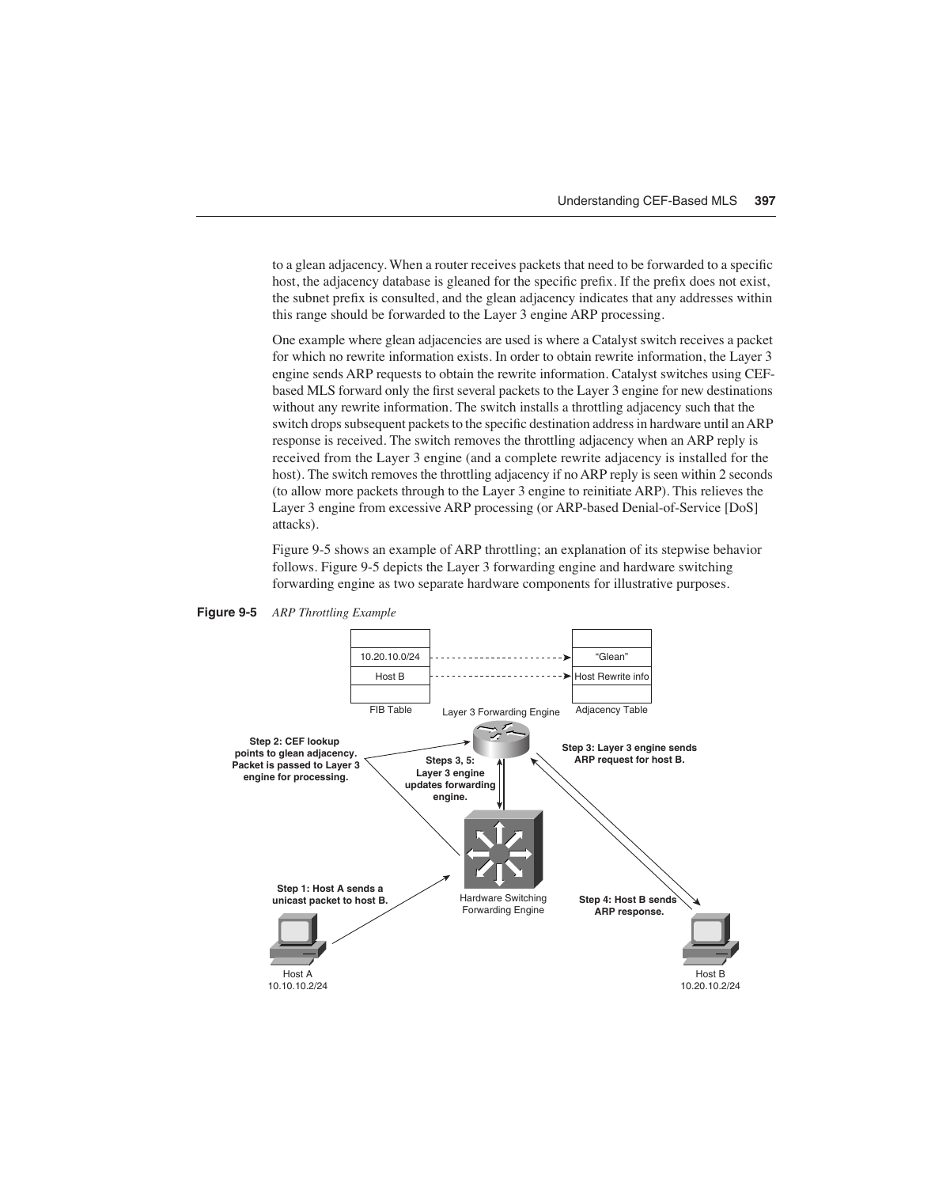to a glean adjacency. When a router receives packets that need to be forwarded to a specific host, the adjacency database is gleaned for the specific prefix. If the prefix does not exist, the subnet prefix is consulted, and the glean adjacency indicates that any addresses within this range should be forwarded to the Layer 3 engine ARP processing.

One example where glean adjacencies are used is where a Catalyst switch receives a packet for which no rewrite information exists. In order to obtain rewrite information, the Layer 3 engine sends ARP requests to obtain the rewrite information. Catalyst switches using CEF-based MLS forward only the first several packets to the Layer 3 engine for new destinations without any rewrite information. The switch installs a throttling adjacency such that the switch drops subsequent packets to the specific destination address in hardware until an ARP response is received. The switch removes the throttling adjacency when an ARP reply is received from the Layer 3 engine (and a complete rewrite adjacency is installed for the host). The switch removes the throttling adjacency if no ARP reply is seen within 2 seconds (to allow more packets through to the Layer 3 engine to reinitiate ARP). This relieves the Layer 3 engine from excessive ARP processing (or ARP-based Denial-of-Service [DoS] attacks).

Figure 9-5 shows an example of ARP throttling; an explanation of its stepwise behavior follows. Figure 9-5 depicts the Layer 3 forwarding engine and hardware switching forwarding engine as two separate hardware components for illustrative purposes.

**Figure 9-5** *ARP Throttling Example*

| FIB Table | | Adjacency Table |
|---|---|---|
| 10.20.10.0/24 | → | "Glean" |
| Host B | → | Host Rewrite info |

Layer 3 Forwarding Engine

Hardware Switching Forwarding Engine

Step 1: Host A sends a unicast packet to host B.

Step 2: CEF lookup points to glean adjacency. Packet is passed to Layer 3 engine for processing.

Step 3: Layer 3 engine sends ARP request for host B.

Steps 3, 5: Layer 3 engine updates forwarding engine.

Step 4: Host B sends ARP response.

Host A 10.10.10.2/24

Host B 10.20.10.2/24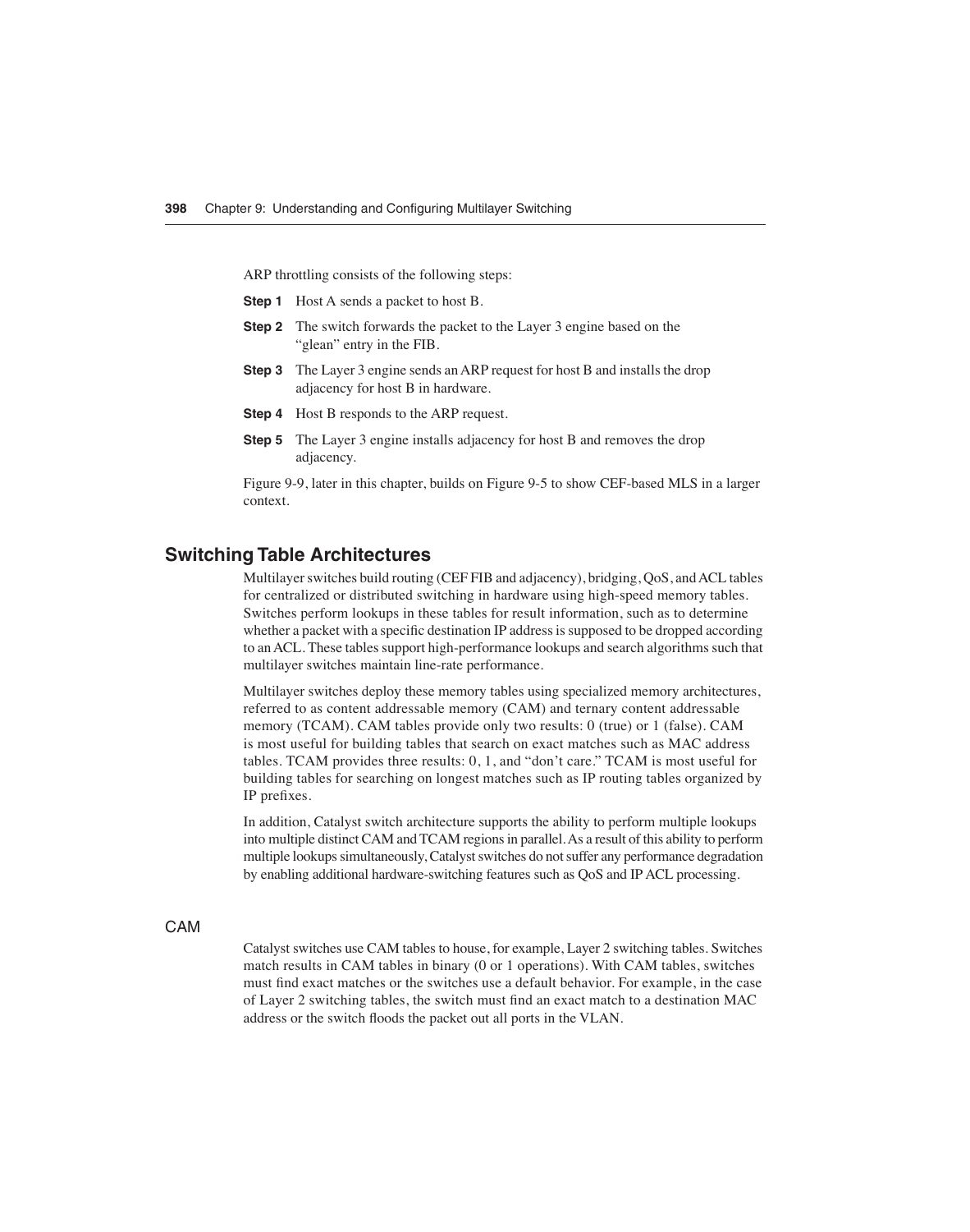ARP throttling consists of the following steps:

**Step 1** Host A sends a packet to host B.

**Step 2** The switch forwards the packet to the Layer 3 engine based on the "glean" entry in the FIB.

**Step 3** The Layer 3 engine sends an ARP request for host B and installs the drop adjacency for host B in hardware.

**Step 4** Host B responds to the ARP request.

**Step 5** The Layer 3 engine installs adjacency for host B and removes the drop adjacency.

Figure 9-9, later in this chapter, builds on Figure 9-5 to show CEF-based MLS in a larger context.

## Switching Table Architectures

Multilayer switches build routing (CEF FIB and adjacency), bridging, QoS, and ACL tables for centralized or distributed switching in hardware using high-speed memory tables. Switches perform lookups in these tables for result information, such as to determine whether a packet with a specific destination IP address is supposed to be dropped according to an ACL. These tables support high-performance lookups and search algorithms such that multilayer switches maintain line-rate performance.

Multilayer switches deploy these memory tables using specialized memory architectures, referred to as content addressable memory (CAM) and ternary content addressable memory (TCAM). CAM tables provide only two results: 0 (true) or 1 (false). CAM is most useful for building tables that search on exact matches such as MAC address tables. TCAM provides three results: 0, 1, and "don't care." TCAM is most useful for building tables for searching on longest matches such as IP routing tables organized by IP prefixes.

In addition, Catalyst switch architecture supports the ability to perform multiple lookups into multiple distinct CAM and TCAM regions in parallel. As a result of this ability to perform multiple lookups simultaneously, Catalyst switches do not suffer any performance degradation by enabling additional hardware-switching features such as QoS and IP ACL processing.

### CAM

Catalyst switches use CAM tables to house, for example, Layer 2 switching tables. Switches match results in CAM tables in binary (0 or 1 operations). With CAM tables, switches must find exact matches or the switches use a default behavior. For example, in the case of Layer 2 switching tables, the switch must find an exact match to a destination MAC address or the switch floods the packet out all ports in the VLAN.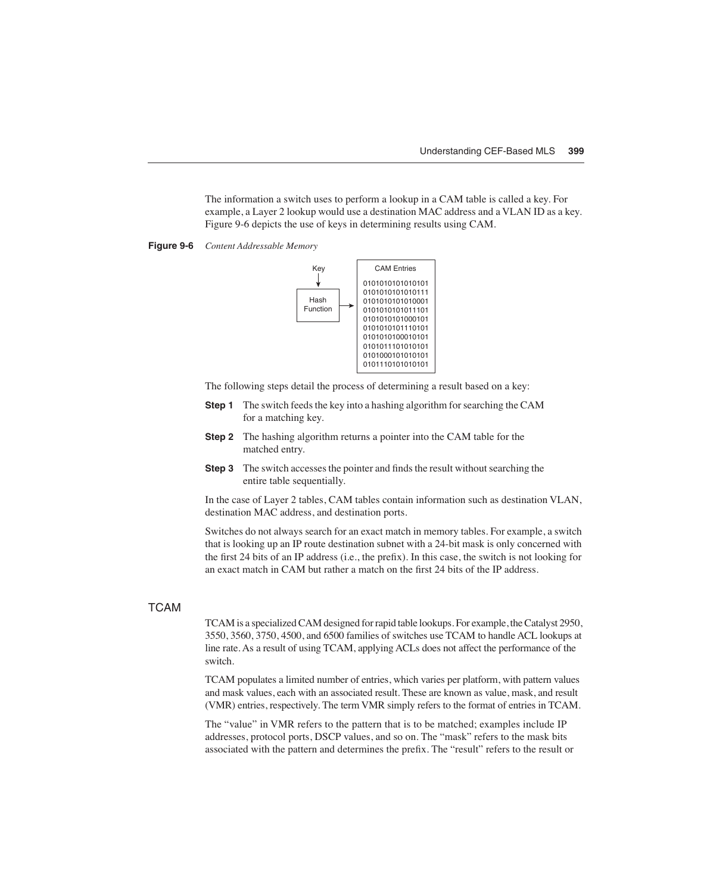The information a switch uses to perform a lookup in a CAM table is called a key. For example, a Layer 2 lookup would use a destination MAC address and a VLAN ID as a key. Figure 9-6 depicts the use of keys in determining results using CAM.

**Figure 9-6** *Content Addressable Memory*

```
 Key            CAM Entries
  |
  v             0101010101010101
+----------+    0101010101010111
|  Hash    |    0101010101010001
| Function | -> 0101010101011101
+----------+    0101010101000101
                0101010101110101
                0101010100010101
                0101011101010101
                0101000101010101
                0101110101010101
```

The following steps detail the process of determining a result based on a key:

**Step 1** The switch feeds the key into a hashing algorithm for searching the CAM for a matching key.

**Step 2** The hashing algorithm returns a pointer into the CAM table for the matched entry.

**Step 3** The switch accesses the pointer and finds the result without searching the entire table sequentially.

In the case of Layer 2 tables, CAM tables contain information such as destination VLAN, destination MAC address, and destination ports.

Switches do not always search for an exact match in memory tables. For example, a switch that is looking up an IP route destination subnet with a 24-bit mask is only concerned with the first 24 bits of an IP address (i.e., the prefix). In this case, the switch is not looking for an exact match in CAM but rather a match on the first 24 bits of the IP address.

## TCAM

TCAM is a specialized CAM designed for rapid table lookups. For example, the Catalyst 2950, 3550, 3560, 3750, 4500, and 6500 families of switches use TCAM to handle ACL lookups at line rate. As a result of using TCAM, applying ACLs does not affect the performance of the switch.

TCAM populates a limited number of entries, which varies per platform, with pattern values and mask values, each with an associated result. These are known as value, mask, and result (VMR) entries, respectively. The term VMR simply refers to the format of entries in TCAM.

The "value" in VMR refers to the pattern that is to be matched; examples include IP addresses, protocol ports, DSCP values, and so on. The "mask" refers to the mask bits associated with the pattern and determines the prefix. The "result" refers to the result or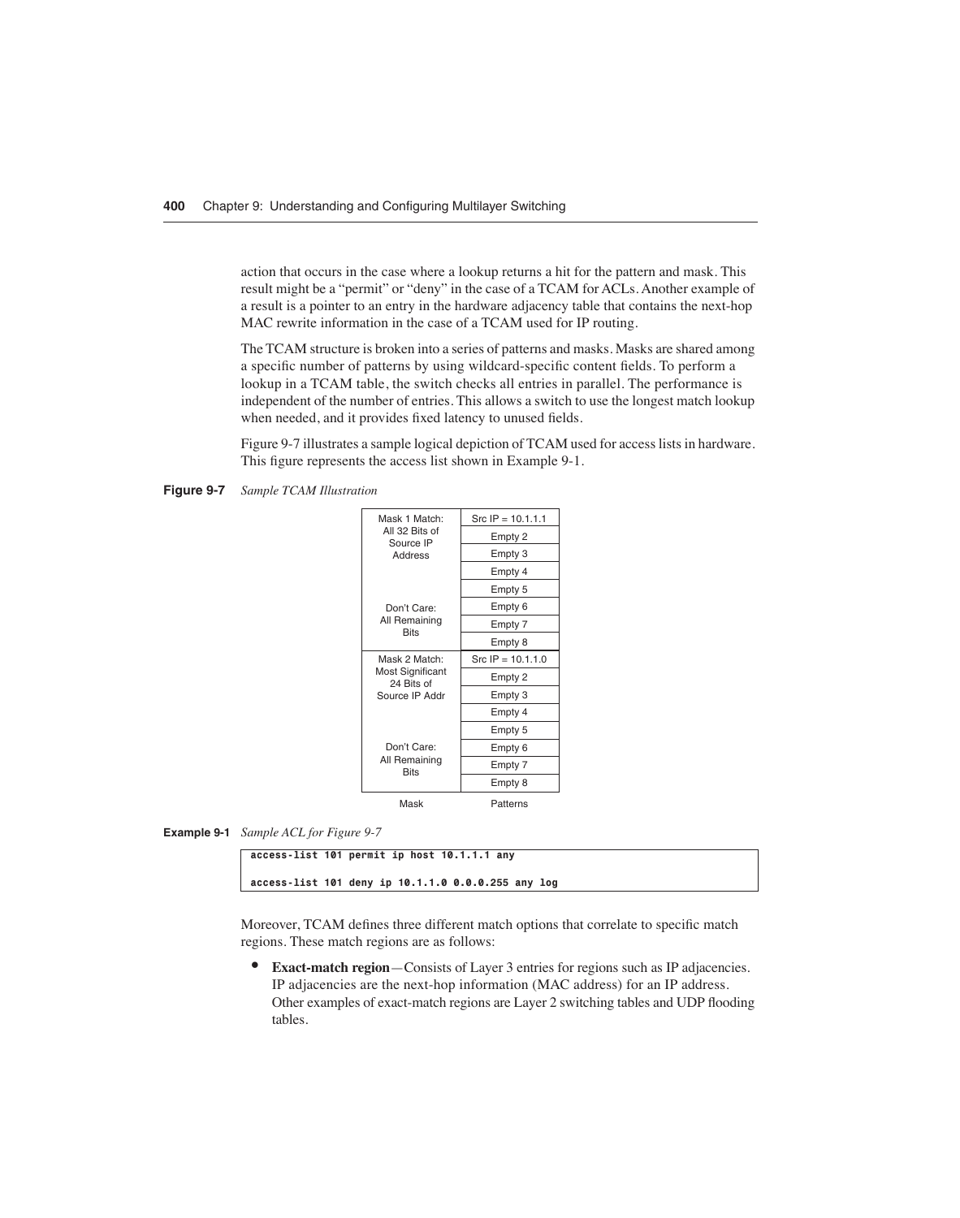action that occurs in the case where a lookup returns a hit for the pattern and mask. This result might be a "permit" or "deny" in the case of a TCAM for ACLs. Another example of a result is a pointer to an entry in the hardware adjacency table that contains the next-hop MAC rewrite information in the case of a TCAM used for IP routing.

The TCAM structure is broken into a series of patterns and masks. Masks are shared among a specific number of patterns by using wildcard-specific content fields. To perform a lookup in a TCAM table, the switch checks all entries in parallel. The performance is independent of the number of entries. This allows a switch to use the longest match lookup when needed, and it provides fixed latency to unused fields.

Figure 9-7 illustrates a sample logical depiction of TCAM used for access lists in hardware. This figure represents the access list shown in Example 9-1.

**Figure 9-7** *Sample TCAM Illustration*

| Mask | Patterns |
|---|---|
| Mask 1 Match: All 32 Bits of Source IP Address; Don't Care: All Remaining Bits | Src IP = 10.1.1.1 |
| | Empty 2 |
| | Empty 3 |
| | Empty 4 |
| | Empty 5 |
| | Empty 6 |
| | Empty 7 |
| | Empty 8 |
| Mask 2 Match: Most Significant 24 Bits of Source IP Addr; Don't Care: All Remaining Bits | Src IP = 10.1.1.0 |
| | Empty 2 |
| | Empty 3 |
| | Empty 4 |
| | Empty 5 |
| | Empty 6 |
| | Empty 7 |
| | Empty 8 |

**Example 9-1** *Sample ACL for Figure 9-7*

```
access-list 101 permit ip host 10.1.1.1 any

access-list 101 deny ip 10.1.1.0 0.0.0.255 any log
```

Moreover, TCAM defines three different match options that correlate to specific match regions. These match regions are as follows:

- **Exact-match region**—Consists of Layer 3 entries for regions such as IP adjacencies. IP adjacencies are the next-hop information (MAC address) for an IP address. Other examples of exact-match regions are Layer 2 switching tables and UDP flooding tables.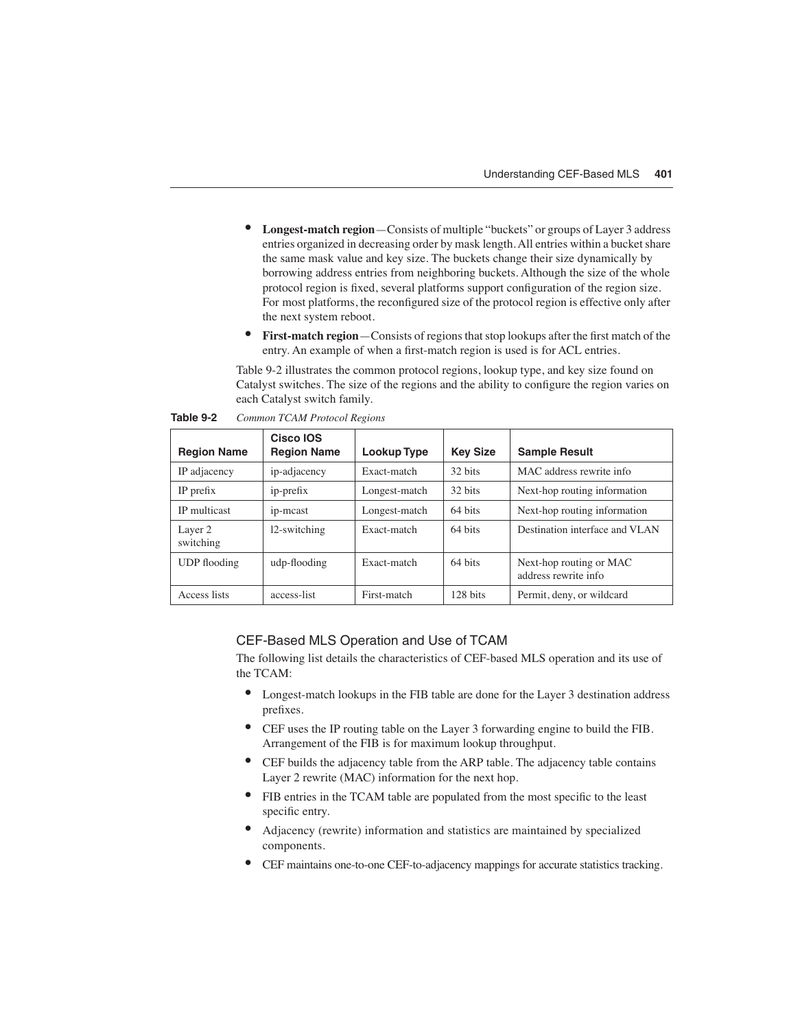- **Longest-match region**—Consists of multiple "buckets" or groups of Layer 3 address entries organized in decreasing order by mask length. All entries within a bucket share the same mask value and key size. The buckets change their size dynamically by borrowing address entries from neighboring buckets. Although the size of the whole protocol region is fixed, several platforms support configuration of the region size. For most platforms, the reconfigured size of the protocol region is effective only after the next system reboot.
- **First-match region**—Consists of regions that stop lookups after the first match of the entry. An example of when a first-match region is used is for ACL entries.

Table 9-2 illustrates the common protocol regions, lookup type, and key size found on Catalyst switches. The size of the regions and the ability to configure the region varies on each Catalyst switch family.

**Table 9-2** *Common TCAM Protocol Regions*

| Region Name | Cisco IOS Region Name | Lookup Type | Key Size | Sample Result |
|---|---|---|---|---|
| IP adjacency | ip-adjacency | Exact-match | 32 bits | MAC address rewrite info |
| IP prefix | ip-prefix | Longest-match | 32 bits | Next-hop routing information |
| IP multicast | ip-mcast | Longest-match | 64 bits | Next-hop routing information |
| Layer 2 switching | l2-switching | Exact-match | 64 bits | Destination interface and VLAN |
| UDP flooding | udp-flooding | Exact-match | 64 bits | Next-hop routing or MAC address rewrite info |
| Access lists | access-list | First-match | 128 bits | Permit, deny, or wildcard |

### CEF-Based MLS Operation and Use of TCAM

The following list details the characteristics of CEF-based MLS operation and its use of the TCAM:

- Longest-match lookups in the FIB table are done for the Layer 3 destination address prefixes.
- CEF uses the IP routing table on the Layer 3 forwarding engine to build the FIB. Arrangement of the FIB is for maximum lookup throughput.
- CEF builds the adjacency table from the ARP table. The adjacency table contains Layer 2 rewrite (MAC) information for the next hop.
- FIB entries in the TCAM table are populated from the most specific to the least specific entry.
- Adjacency (rewrite) information and statistics are maintained by specialized components.
- CEF maintains one-to-one CEF-to-adjacency mappings for accurate statistics tracking.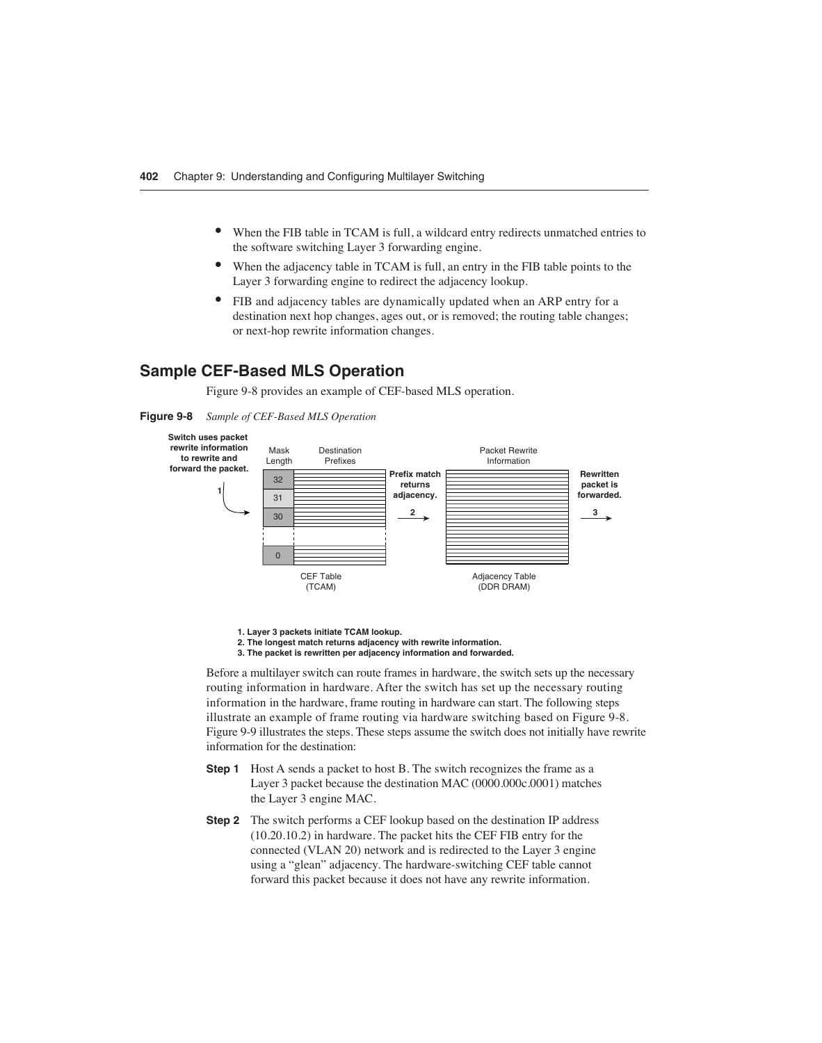- When the FIB table in TCAM is full, a wildcard entry redirects unmatched entries to the software switching Layer 3 forwarding engine.
- When the adjacency table in TCAM is full, an entry in the FIB table points to the Layer 3 forwarding engine to redirect the adjacency lookup.
- FIB and adjacency tables are dynamically updated when an ARP entry for a destination next hop changes, ages out, or is removed; the routing table changes; or next-hop rewrite information changes.

## Sample CEF-Based MLS Operation

Figure 9-8 provides an example of CEF-based MLS operation.

**Figure 9-8** *Sample of CEF-Based MLS Operation*

Switch uses packet rewrite information to rewrite and forward the packet.

Mask Length | Destination Prefixes — 32, 31, 30, ..., 0 — CEF Table (TCAM)

Prefix match returns adjacency.

Packet Rewrite Information — Adjacency Table (DDR DRAM)

Rewritten packet is forwarded.

1. Layer 3 packets initiate TCAM lookup.
2. The longest match returns adjacency with rewrite information.
3. The packet is rewritten per adjacency information and forwarded.

Before a multilayer switch can route frames in hardware, the switch sets up the necessary routing information in hardware. After the switch has set up the necessary routing information in the hardware, frame routing in hardware can start. The following steps illustrate an example of frame routing via hardware switching based on Figure 9-8. Figure 9-9 illustrates the steps. These steps assume the switch does not initially have rewrite information for the destination:

**Step 1** Host A sends a packet to host B. The switch recognizes the frame as a Layer 3 packet because the destination MAC (0000.000c.0001) matches the Layer 3 engine MAC.

**Step 2** The switch performs a CEF lookup based on the destination IP address (10.20.10.2) in hardware. The packet hits the CEF FIB entry for the connected (VLAN 20) network and is redirected to the Layer 3 engine using a "glean" adjacency. The hardware-switching CEF table cannot forward this packet because it does not have any rewrite information.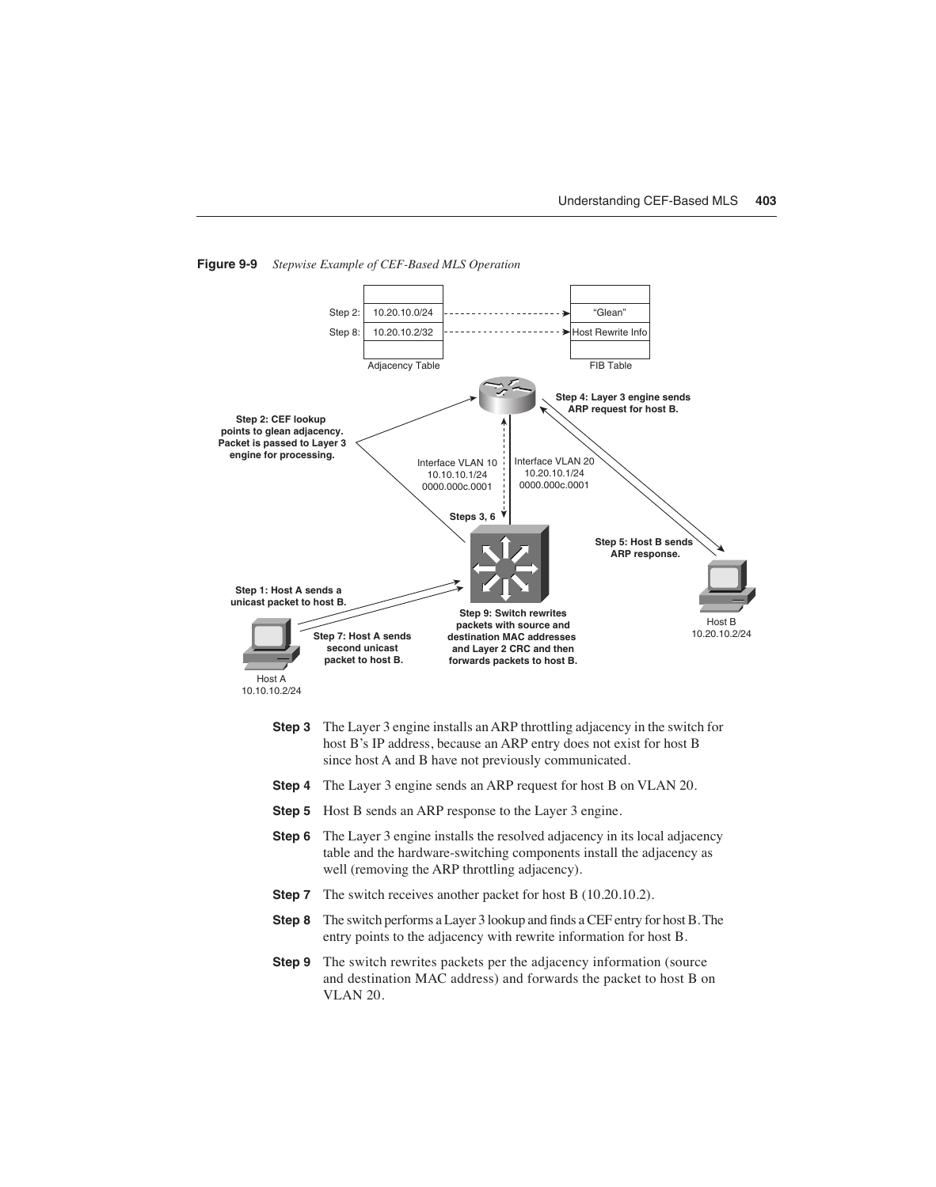**Figure 9-9** *Stepwise Example of CEF-Based MLS Operation*

| Step | Adjacency Table | FIB Table |
| --- | --- | --- |
| Step 2: | 10.20.10.0/24 | "Glean" |
| Step 8: | 10.20.10.2/32 | Host Rewrite Info |

Step 1: Host A sends a unicast packet to host B.

Step 2: CEF lookup points to glean adjacency. Packet is passed to Layer 3 engine for processing.

Steps 3, 6

Step 4: Layer 3 engine sends ARP request for host B.

Step 5: Host B sends ARP response.

Step 7: Host A sends second unicast packet to host B.

Step 9: Switch rewrites packets with source and destination MAC addresses and Layer 2 CRC and then forwards packets to host B.

Interface VLAN 10 10.10.10.1/24 0000.000c.0001

Interface VLAN 20 10.20.10.1/24 0000.000c.0001

Host A 10.10.10.2/24

Host B 10.20.10.2/24

**Step 3** The Layer 3 engine installs an ARP throttling adjacency in the switch for host B's IP address, because an ARP entry does not exist for host B since host A and B have not previously communicated.

**Step 4** The Layer 3 engine sends an ARP request for host B on VLAN 20.

**Step 5** Host B sends an ARP response to the Layer 3 engine.

**Step 6** The Layer 3 engine installs the resolved adjacency in its local adjacency table and the hardware-switching components install the adjacency as well (removing the ARP throttling adjacency).

**Step 7** The switch receives another packet for host B (10.20.10.2).

**Step 8** The switch performs a Layer 3 lookup and finds a CEF entry for host B. The entry points to the adjacency with rewrite information for host B.

**Step 9** The switch rewrites packets per the adjacency information (source and destination MAC address) and forwards the packet to host B on VLAN 20.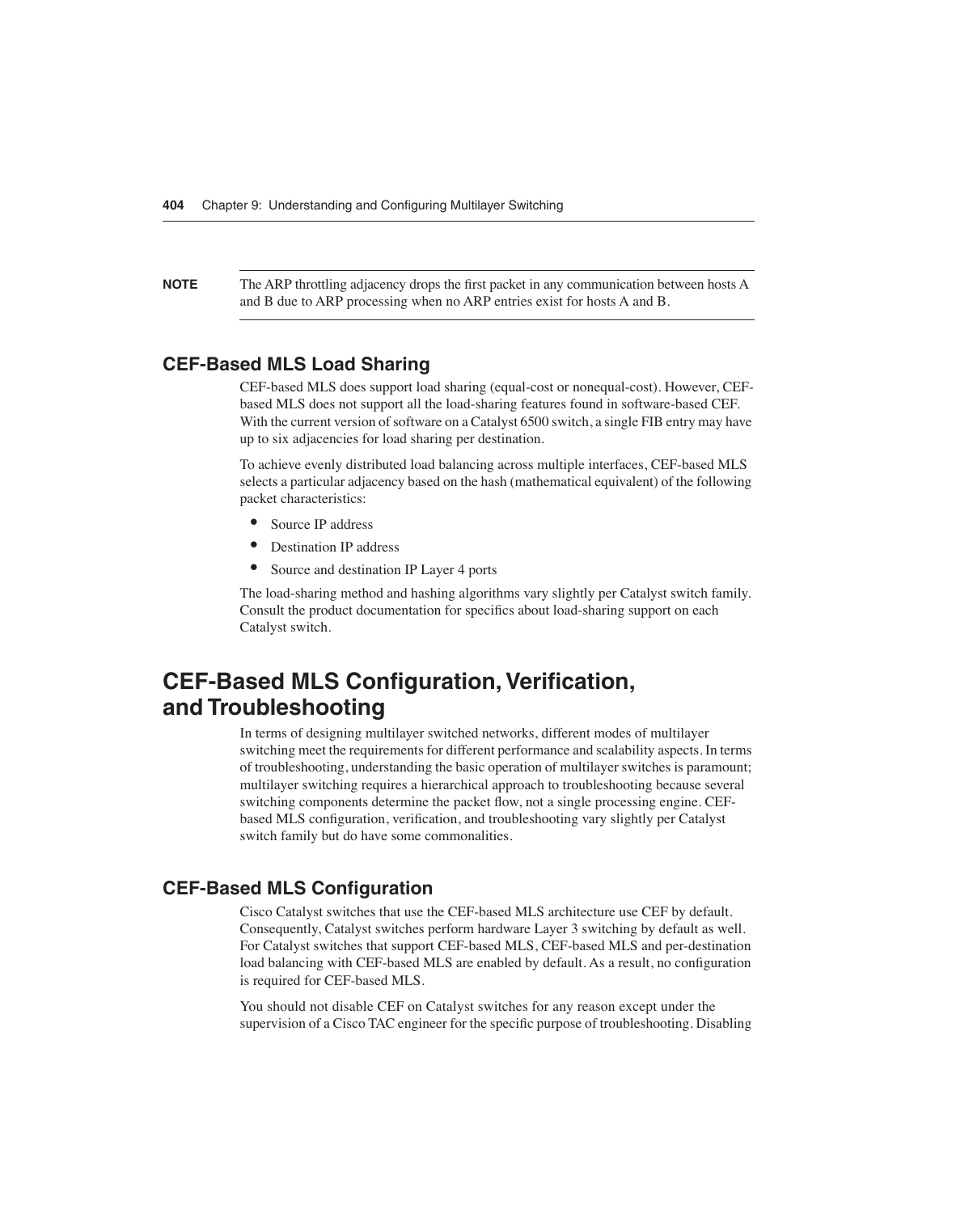**NOTE** The ARP throttling adjacency drops the first packet in any communication between hosts A and B due to ARP processing when no ARP entries exist for hosts A and B.

### CEF-Based MLS Load Sharing

CEF-based MLS does support load sharing (equal-cost or nonequal-cost). However, CEF-based MLS does not support all the load-sharing features found in software-based CEF. With the current version of software on a Catalyst 6500 switch, a single FIB entry may have up to six adjacencies for load sharing per destination.

To achieve evenly distributed load balancing across multiple interfaces, CEF-based MLS selects a particular adjacency based on the hash (mathematical equivalent) of the following packet characteristics:

- Source IP address
- Destination IP address
- Source and destination IP Layer 4 ports

The load-sharing method and hashing algorithms vary slightly per Catalyst switch family. Consult the product documentation for specifics about load-sharing support on each Catalyst switch.

## CEF-Based MLS Configuration, Verification, and Troubleshooting

In terms of designing multilayer switched networks, different modes of multilayer switching meet the requirements for different performance and scalability aspects. In terms of troubleshooting, understanding the basic operation of multilayer switches is paramount; multilayer switching requires a hierarchical approach to troubleshooting because several switching components determine the packet flow, not a single processing engine. CEF-based MLS configuration, verification, and troubleshooting vary slightly per Catalyst switch family but do have some commonalities.

### CEF-Based MLS Configuration

Cisco Catalyst switches that use the CEF-based MLS architecture use CEF by default. Consequently, Catalyst switches perform hardware Layer 3 switching by default as well. For Catalyst switches that support CEF-based MLS, CEF-based MLS and per-destination load balancing with CEF-based MLS are enabled by default. As a result, no configuration is required for CEF-based MLS.

You should not disable CEF on Catalyst switches for any reason except under the supervision of a Cisco TAC engineer for the specific purpose of troubleshooting. Disabling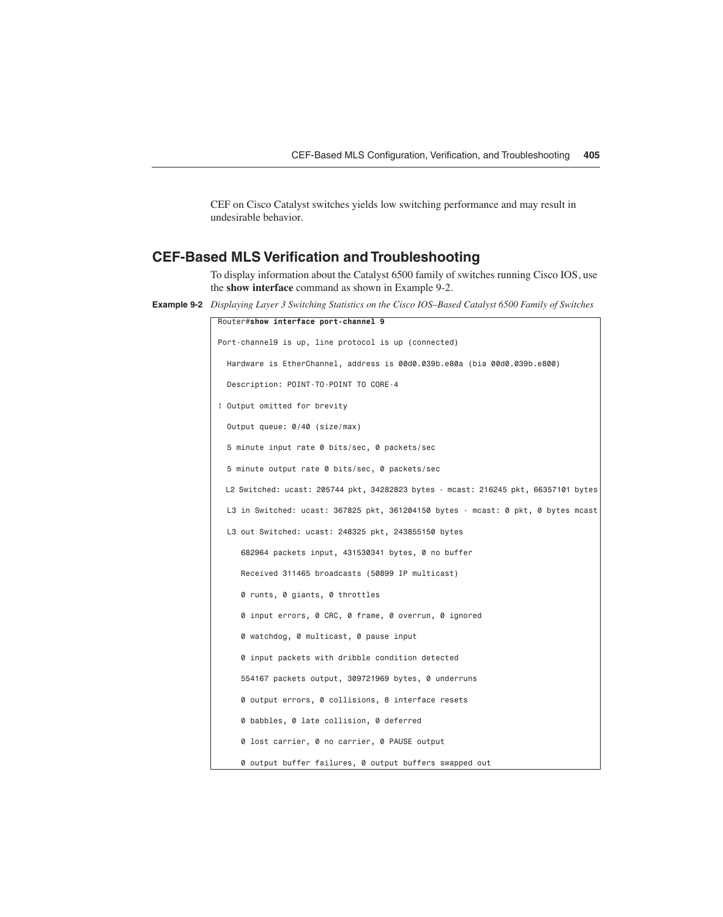CEF on Cisco Catalyst switches yields low switching performance and may result in undesirable behavior.

## CEF-Based MLS Verification and Troubleshooting

To display information about the Catalyst 6500 family of switches running Cisco IOS, use the **show interface** command as shown in Example 9-2.

**Example 9-2** *Displaying Layer 3 Switching Statistics on the Cisco IOS–Based Catalyst 6500 Family of Switches*

```
Router#show interface port-channel 9
Port-channel9 is up, line protocol is up (connected)
  Hardware is EtherChannel, address is 00d0.039b.e80a (bia 00d0.039b.e800)
  Description: POINT-TO-POINT TO CORE-4
! Output omitted for brevity
  Output queue: 0/40 (size/max)
  5 minute input rate 0 bits/sec, 0 packets/sec
  5 minute output rate 0 bits/sec, 0 packets/sec
  L2 Switched: ucast: 205744 pkt, 34282823 bytes - mcast: 216245 pkt, 66357101 bytes
  L3 in Switched: ucast: 367825 pkt, 361204150 bytes - mcast: 0 pkt, 0 bytes mcast
  L3 out Switched: ucast: 248325 pkt, 243855150 bytes
     682964 packets input, 431530341 bytes, 0 no buffer
     Received 311465 broadcasts (50899 IP multicast)
     0 runts, 0 giants, 0 throttles
     0 input errors, 0 CRC, 0 frame, 0 overrun, 0 ignored
     0 watchdog, 0 multicast, 0 pause input
     0 input packets with dribble condition detected
     554167 packets output, 309721969 bytes, 0 underruns
     0 output errors, 0 collisions, 8 interface resets
     0 babbles, 0 late collision, 0 deferred
     0 lost carrier, 0 no carrier, 0 PAUSE output
     0 output buffer failures, 0 output buffers swapped out
```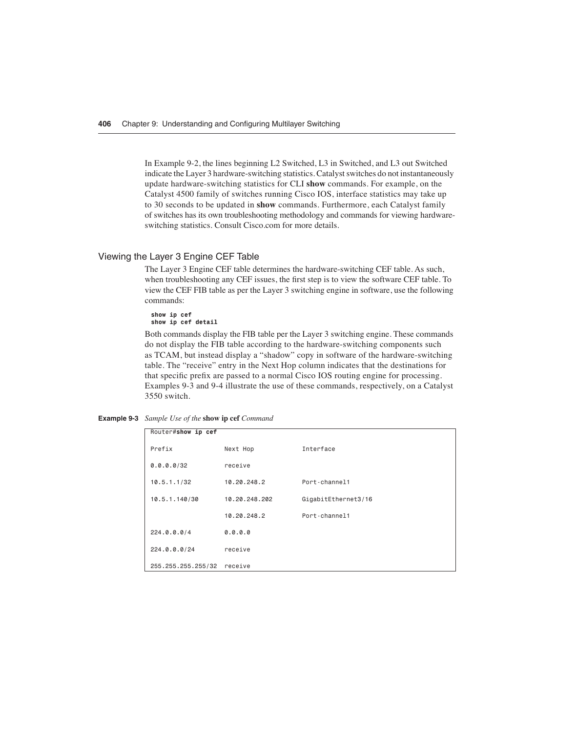In Example 9-2, the lines beginning L2 Switched, L3 in Switched, and L3 out Switched indicate the Layer 3 hardware-switching statistics. Catalyst switches do not instantaneously update hardware-switching statistics for CLI **show** commands. For example, on the Catalyst 4500 family of switches running Cisco IOS, interface statistics may take up to 30 seconds to be updated in **show** commands. Furthermore, each Catalyst family of switches has its own troubleshooting methodology and commands for viewing hardware-switching statistics. Consult Cisco.com for more details.

## Viewing the Layer 3 Engine CEF Table

The Layer 3 Engine CEF table determines the hardware-switching CEF table. As such, when troubleshooting any CEF issues, the first step is to view the software CEF table. To view the CEF FIB table as per the Layer 3 switching engine in software, use the following commands:

```
show ip cef
show ip cef detail
```

Both commands display the FIB table per the Layer 3 switching engine. These commands do not display the FIB table according to the hardware-switching components such as TCAM, but instead display a "shadow" copy in software of the hardware-switching table. The "receive" entry in the Next Hop column indicates that the destinations for that specific prefix are passed to a normal Cisco IOS routing engine for processing. Examples 9-3 and 9-4 illustrate the use of these commands, respectively, on a Catalyst 3550 switch.

**Example 9-3** *Sample Use of the* **show ip cef** *Command*

```
Router#show ip cef

Prefix              Next Hop            Interface

0.0.0.0/32          receive

10.5.1.1/32         10.20.248.2         Port-channel1

10.5.1.140/30       10.20.248.202       GigabitEthernet3/16

                    10.20.248.2         Port-channel1

224.0.0.0/4         0.0.0.0

224.0.0.0/24        receive

255.255.255.255/32  receive
```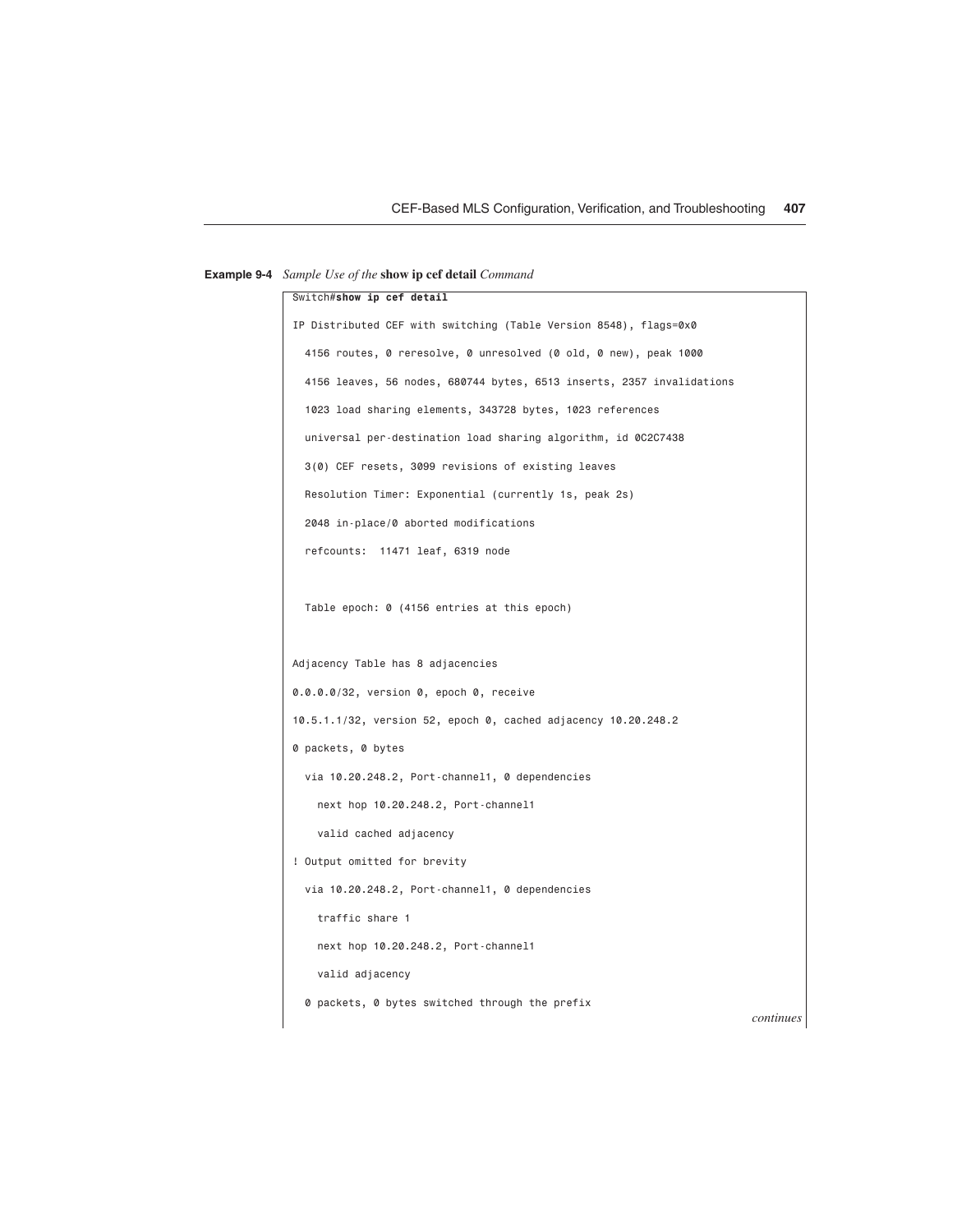**Example 9-4** *Sample Use of the* **show ip cef detail** *Command*

```
Switch#show ip cef detail
IP Distributed CEF with switching (Table Version 8548), flags=0x0
  4156 routes, 0 reresolve, 0 unresolved (0 old, 0 new), peak 1000
  4156 leaves, 56 nodes, 680744 bytes, 6513 inserts, 2357 invalidations
  1023 load sharing elements, 343728 bytes, 1023 references
  universal per-destination load sharing algorithm, id 0C2C7438
  3(0) CEF resets, 3099 revisions of existing leaves
  Resolution Timer: Exponential (currently 1s, peak 2s)
  2048 in-place/0 aborted modifications
  refcounts:  11471 leaf, 6319 node


  Table epoch: 0 (4156 entries at this epoch)


Adjacency Table has 8 adjacencies
0.0.0.0/32, version 0, epoch 0, receive
10.5.1.1/32, version 52, epoch 0, cached adjacency 10.20.248.2
0 packets, 0 bytes
  via 10.20.248.2, Port-channel1, 0 dependencies
    next hop 10.20.248.2, Port-channel1
    valid cached adjacency
! Output omitted for brevity
  via 10.20.248.2, Port-channel1, 0 dependencies
    traffic share 1
    next hop 10.20.248.2, Port-channel1
    valid adjacency
  0 packets, 0 bytes switched through the prefix
```

*continues*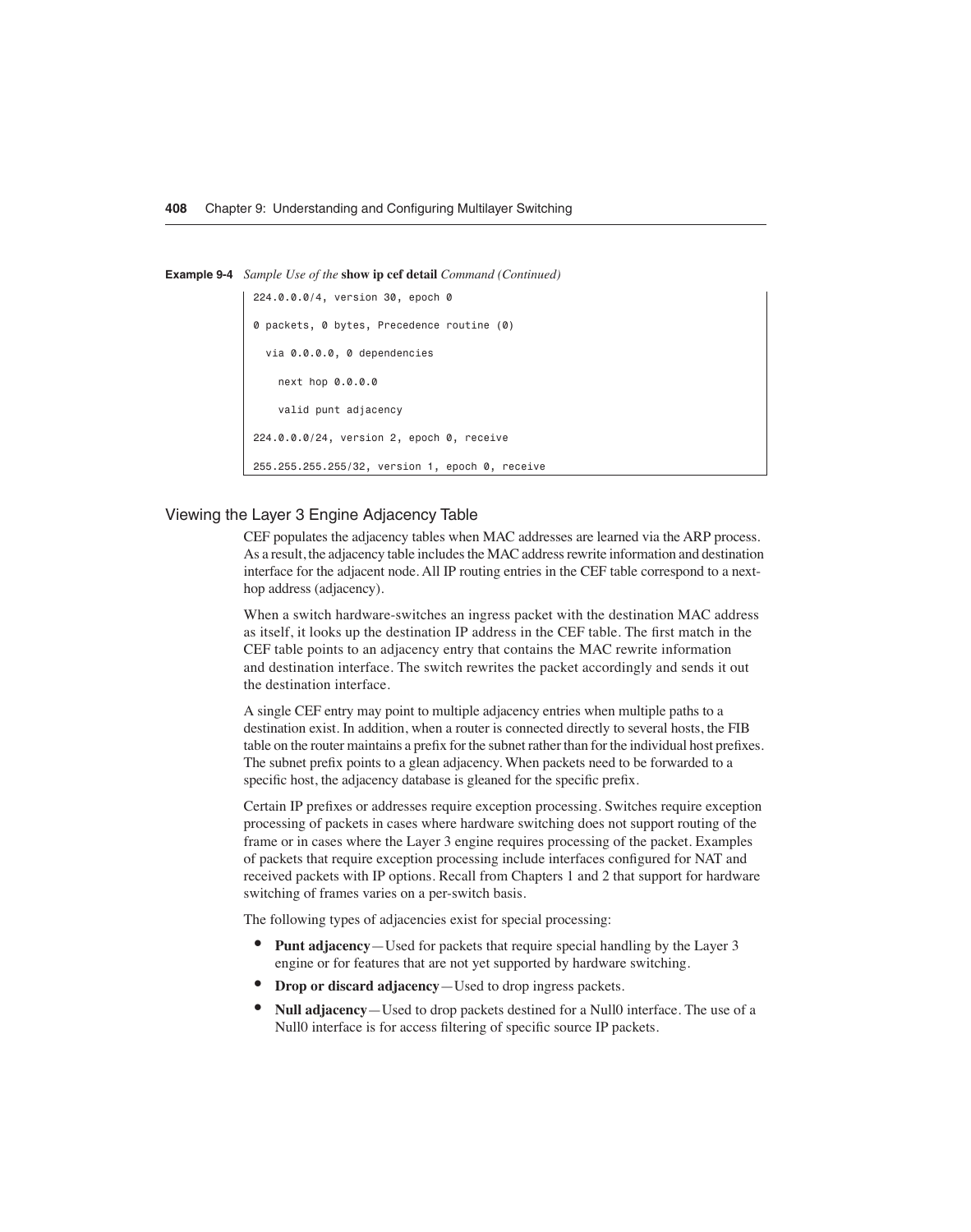**Example 9-4** *Sample Use of the* **show ip cef detail** *Command (Continued)*

```
224.0.0.0/4, version 30, epoch 0
0 packets, 0 bytes, Precedence routine (0)
  via 0.0.0.0, 0 dependencies
    next hop 0.0.0.0
    valid punt adjacency
224.0.0.0/24, version 2, epoch 0, receive
255.255.255.255/32, version 1, epoch 0, receive
```

## Viewing the Layer 3 Engine Adjacency Table

CEF populates the adjacency tables when MAC addresses are learned via the ARP process. As a result, the adjacency table includes the MAC address rewrite information and destination interface for the adjacent node. All IP routing entries in the CEF table correspond to a next-hop address (adjacency).

When a switch hardware-switches an ingress packet with the destination MAC address as itself, it looks up the destination IP address in the CEF table. The first match in the CEF table points to an adjacency entry that contains the MAC rewrite information and destination interface. The switch rewrites the packet accordingly and sends it out the destination interface.

A single CEF entry may point to multiple adjacency entries when multiple paths to a destination exist. In addition, when a router is connected directly to several hosts, the FIB table on the router maintains a prefix for the subnet rather than for the individual host prefixes. The subnet prefix points to a glean adjacency. When packets need to be forwarded to a specific host, the adjacency database is gleaned for the specific prefix.

Certain IP prefixes or addresses require exception processing. Switches require exception processing of packets in cases where hardware switching does not support routing of the frame or in cases where the Layer 3 engine requires processing of the packet. Examples of packets that require exception processing include interfaces configured for NAT and received packets with IP options. Recall from Chapters 1 and 2 that support for hardware switching of frames varies on a per-switch basis.

The following types of adjacencies exist for special processing:

- **Punt adjacency**—Used for packets that require special handling by the Layer 3 engine or for features that are not yet supported by hardware switching.
- **Drop or discard adjacency**—Used to drop ingress packets.
- **Null adjacency**—Used to drop packets destined for a Null0 interface. The use of a Null0 interface is for access filtering of specific source IP packets.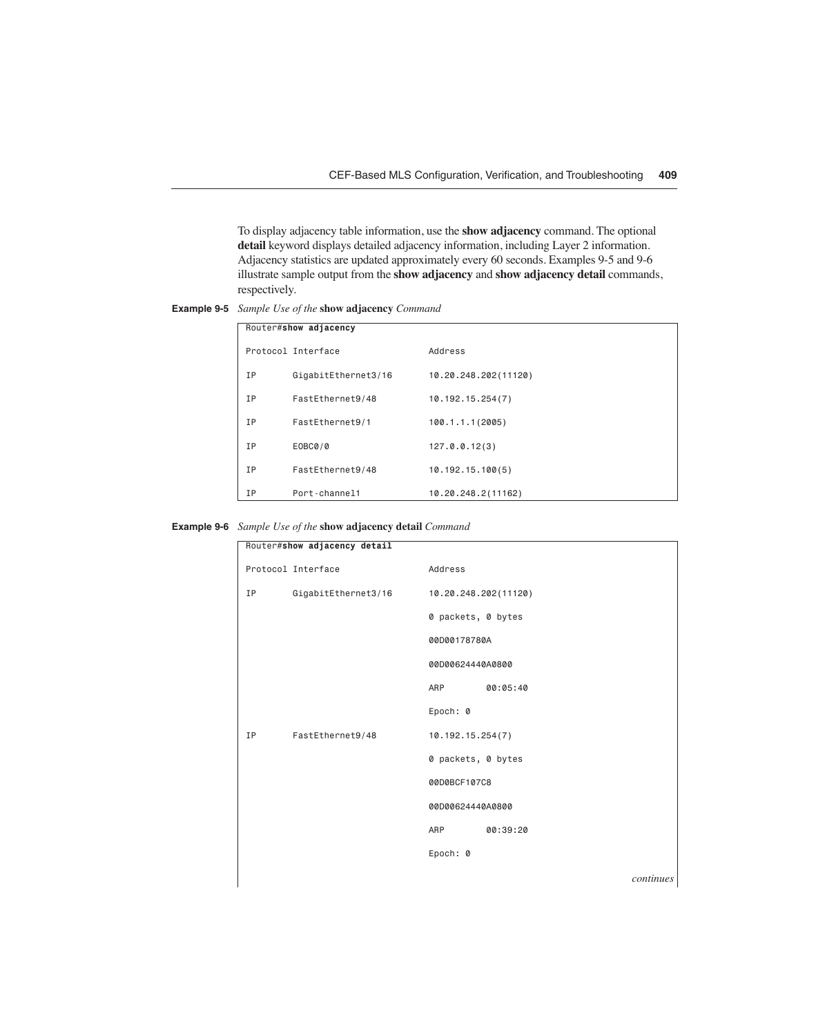To display adjacency table information, use the **show adjacency** command. The optional **detail** keyword displays detailed adjacency information, including Layer 2 information. Adjacency statistics are updated approximately every 60 seconds. Examples 9-5 and 9-6 illustrate sample output from the **show adjacency** and **show adjacency detail** commands, respectively.

**Example 9-5** *Sample Use of the* **show adjacency** *Command*

```
Router#show adjacency
Protocol Interface                Address
IP       GigabitEthernet3/16      10.20.248.202(11120)
IP       FastEthernet9/48         10.192.15.254(7)
IP       FastEthernet9/1          100.1.1.1(2005)
IP       EOBC0/0                  127.0.0.12(3)
IP       FastEthernet9/48         10.192.15.100(5)
IP       Port-channel1            10.20.248.2(11162)
```

**Example 9-6** *Sample Use of the* **show adjacency detail** *Command*

```
Router#show adjacency detail
Protocol Interface                Address
IP       GigabitEthernet3/16      10.20.248.202(11120)
                                  0 packets, 0 bytes
                                  00D00178780A
                                  00D00624440A0800
                                  ARP        00:05:40
                                  Epoch: 0
IP       FastEthernet9/48         10.192.15.254(7)
                                  0 packets, 0 bytes
                                  00D0BCF107C8
                                  00D00624440A0800
                                  ARP        00:39:20
                                  Epoch: 0
```

*continues*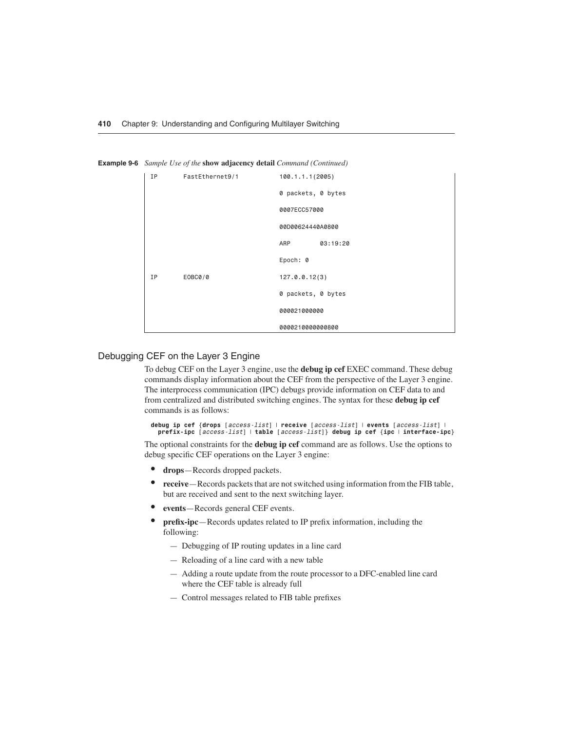**Example 9-6** *Sample Use of the* **show adjacency detail** *Command (Continued)*

```
IP       FastEthernet9/1          100.1.1.1(2005)
                                  0 packets, 0 bytes
                                  0007ECC57000
                                  00D00624440A0800
                                  ARP        03:19:20
                                  Epoch: 0
IP       EOBC0/0                  127.0.0.12(3)
                                  0 packets, 0 bytes
                                  000021000000
                                  0000210000000800
```

## Debugging CEF on the Layer 3 Engine

To debug CEF on the Layer 3 engine, use the **debug ip cef** EXEC command. These debug commands display information about the CEF from the perspective of the Layer 3 engine. The interprocess communication (IPC) debugs provide information on CEF data to and from centralized and distributed switching engines. The syntax for these **debug ip cef** commands is as follows:

```
debug ip cef {drops [access-list] | receive [access-list] | events [access-list] |
  prefix-ipc [access-list] | table [access-list]} debug ip cef {ipc | interface-ipc}
```

The optional constraints for the **debug ip cef** command are as follows. Use the options to debug specific CEF operations on the Layer 3 engine:

- **drops**—Records dropped packets.
- **receive**—Records packets that are not switched using information from the FIB table, but are received and sent to the next switching layer.
- **events**—Records general CEF events.
- **prefix-ipc**—Records updates related to IP prefix information, including the following:
  - — Debugging of IP routing updates in a line card
  - — Reloading of a line card with a new table
  - — Adding a route update from the route processor to a DFC-enabled line card where the CEF table is already full
  - — Control messages related to FIB table prefixes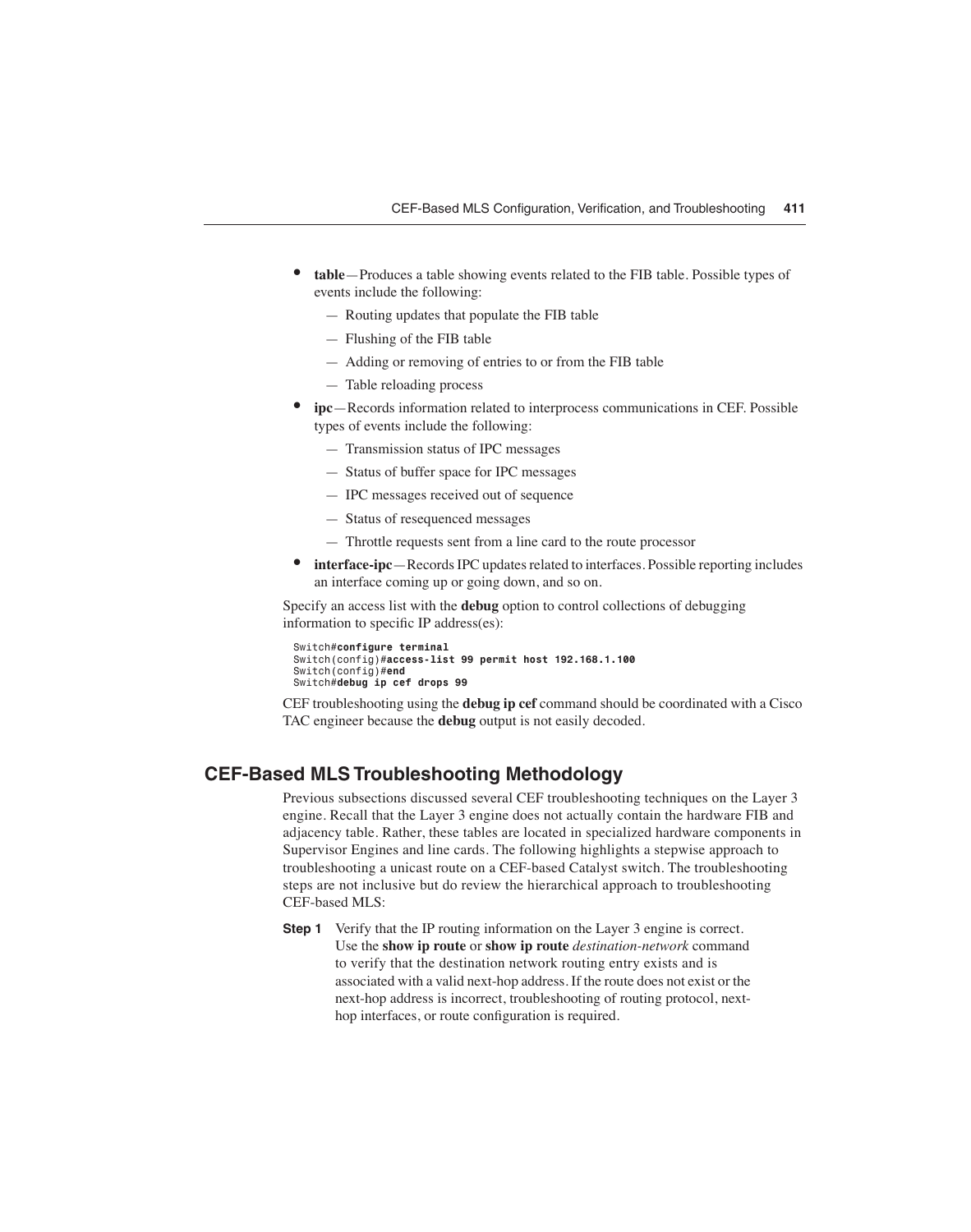- **table**—Produces a table showing events related to the FIB table. Possible types of events include the following:
  - — Routing updates that populate the FIB table
  - — Flushing of the FIB table
  - — Adding or removing of entries to or from the FIB table
  - — Table reloading process
- **ipc**—Records information related to interprocess communications in CEF. Possible types of events include the following:
  - — Transmission status of IPC messages
  - — Status of buffer space for IPC messages
  - — IPC messages received out of sequence
  - — Status of resequenced messages
  - — Throttle requests sent from a line card to the route processor
- **interface-ipc**—Records IPC updates related to interfaces. Possible reporting includes an interface coming up or going down, and so on.

Specify an access list with the **debug** option to control collections of debugging information to specific IP address(es):

```
Switch#configure terminal
Switch(config)#access-list 99 permit host 192.168.1.100
Switch(config)#end
Switch#debug ip cef drops 99
```

CEF troubleshooting using the **debug ip cef** command should be coordinated with a Cisco TAC engineer because the **debug** output is not easily decoded.

## CEF-Based MLS Troubleshooting Methodology

Previous subsections discussed several CEF troubleshooting techniques on the Layer 3 engine. Recall that the Layer 3 engine does not actually contain the hardware FIB and adjacency table. Rather, these tables are located in specialized hardware components in Supervisor Engines and line cards. The following highlights a stepwise approach to troubleshooting a unicast route on a CEF-based Catalyst switch. The troubleshooting steps are not inclusive but do review the hierarchical approach to troubleshooting CEF-based MLS:

**Step 1** Verify that the IP routing information on the Layer 3 engine is correct. Use the **show ip route** or **show ip route** *destination-network* command to verify that the destination network routing entry exists and is associated with a valid next-hop address. If the route does not exist or the next-hop address is incorrect, troubleshooting of routing protocol, next-hop interfaces, or route configuration is required.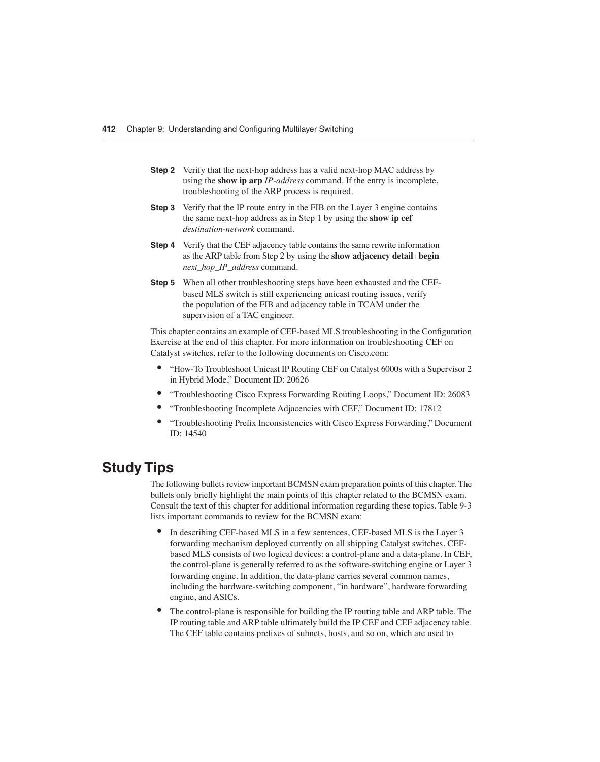**Step 2** Verify that the next-hop address has a valid next-hop MAC address by using the **show ip arp** *IP-address* command. If the entry is incomplete, troubleshooting of the ARP process is required.

**Step 3** Verify that the IP route entry in the FIB on the Layer 3 engine contains the same next-hop address as in Step 1 by using the **show ip cef** *destination-network* command.

**Step 4** Verify that the CEF adjacency table contains the same rewrite information as the ARP table from Step 2 by using the **show adjacency detail | begin** *next_hop_IP_address* command.

**Step 5** When all other troubleshooting steps have been exhausted and the CEF-based MLS switch is still experiencing unicast routing issues, verify the population of the FIB and adjacency table in TCAM under the supervision of a TAC engineer.

This chapter contains an example of CEF-based MLS troubleshooting in the Configuration Exercise at the end of this chapter. For more information on troubleshooting CEF on Catalyst switches, refer to the following documents on Cisco.com:

- "How-To Troubleshoot Unicast IP Routing CEF on Catalyst 6000s with a Supervisor 2 in Hybrid Mode," Document ID: 20626
- "Troubleshooting Cisco Express Forwarding Routing Loops," Document ID: 26083
- "Troubleshooting Incomplete Adjacencies with CEF," Document ID: 17812
- "Troubleshooting Prefix Inconsistencies with Cisco Express Forwarding," Document ID: 14540

## Study Tips

The following bullets review important BCMSN exam preparation points of this chapter. The bullets only briefly highlight the main points of this chapter related to the BCMSN exam. Consult the text of this chapter for additional information regarding these topics. Table 9-3 lists important commands to review for the BCMSN exam:

- In describing CEF-based MLS in a few sentences, CEF-based MLS is the Layer 3 forwarding mechanism deployed currently on all shipping Catalyst switches. CEF-based MLS consists of two logical devices: a control-plane and a data-plane. In CEF, the control-plane is generally referred to as the software-switching engine or Layer 3 forwarding engine. In addition, the data-plane carries several common names, including the hardware-switching component, "in hardware", hardware forwarding engine, and ASICs.
- The control-plane is responsible for building the IP routing table and ARP table. The IP routing table and ARP table ultimately build the IP CEF and CEF adjacency table. The CEF table contains prefixes of subnets, hosts, and so on, which are used to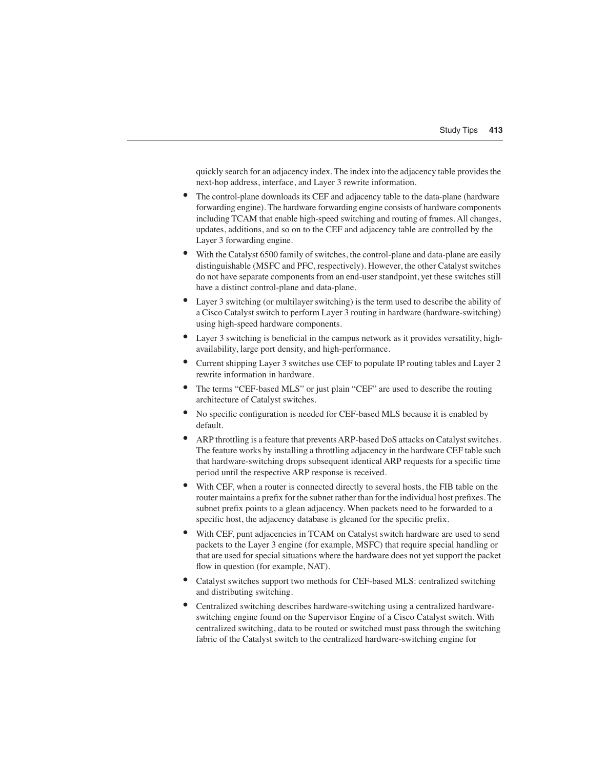quickly search for an adjacency index. The index into the adjacency table provides the next-hop address, interface, and Layer 3 rewrite information.

- The control-plane downloads its CEF and adjacency table to the data-plane (hardware forwarding engine). The hardware forwarding engine consists of hardware components including TCAM that enable high-speed switching and routing of frames. All changes, updates, additions, and so on to the CEF and adjacency table are controlled by the Layer 3 forwarding engine.
- With the Catalyst 6500 family of switches, the control-plane and data-plane are easily distinguishable (MSFC and PFC, respectively). However, the other Catalyst switches do not have separate components from an end-user standpoint, yet these switches still have a distinct control-plane and data-plane.
- Layer 3 switching (or multilayer switching) is the term used to describe the ability of a Cisco Catalyst switch to perform Layer 3 routing in hardware (hardware-switching) using high-speed hardware components.
- Layer 3 switching is beneficial in the campus network as it provides versatility, high-availability, large port density, and high-performance.
- Current shipping Layer 3 switches use CEF to populate IP routing tables and Layer 2 rewrite information in hardware.
- The terms "CEF-based MLS" or just plain "CEF" are used to describe the routing architecture of Catalyst switches.
- No specific configuration is needed for CEF-based MLS because it is enabled by default.
- ARP throttling is a feature that prevents ARP-based DoS attacks on Catalyst switches. The feature works by installing a throttling adjacency in the hardware CEF table such that hardware-switching drops subsequent identical ARP requests for a specific time period until the respective ARP response is received.
- With CEF, when a router is connected directly to several hosts, the FIB table on the router maintains a prefix for the subnet rather than for the individual host prefixes. The subnet prefix points to a glean adjacency. When packets need to be forwarded to a specific host, the adjacency database is gleaned for the specific prefix.
- With CEF, punt adjacencies in TCAM on Catalyst switch hardware are used to send packets to the Layer 3 engine (for example, MSFC) that require special handling or that are used for special situations where the hardware does not yet support the packet flow in question (for example, NAT).
- Catalyst switches support two methods for CEF-based MLS: centralized switching and distributing switching.
- Centralized switching describes hardware-switching using a centralized hardware-switching engine found on the Supervisor Engine of a Cisco Catalyst switch. With centralized switching, data to be routed or switched must pass through the switching fabric of the Catalyst switch to the centralized hardware-switching engine for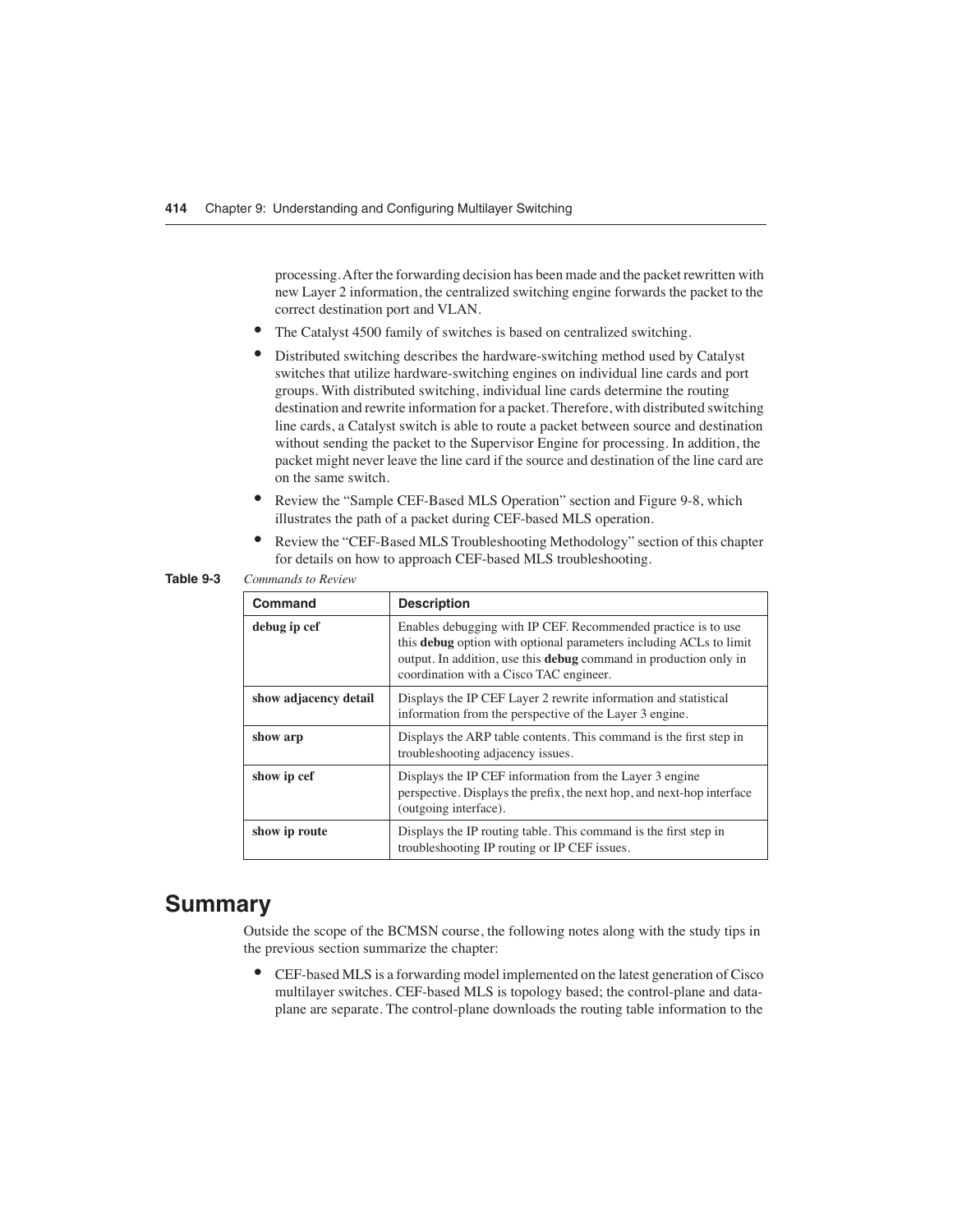processing. After the forwarding decision has been made and the packet rewritten with new Layer 2 information, the centralized switching engine forwards the packet to the correct destination port and VLAN.

- The Catalyst 4500 family of switches is based on centralized switching.
- Distributed switching describes the hardware-switching method used by Catalyst switches that utilize hardware-switching engines on individual line cards and port groups. With distributed switching, individual line cards determine the routing destination and rewrite information for a packet. Therefore, with distributed switching line cards, a Catalyst switch is able to route a packet between source and destination without sending the packet to the Supervisor Engine for processing. In addition, the packet might never leave the line card if the source and destination of the line card are on the same switch.
- Review the "Sample CEF-Based MLS Operation" section and Figure 9-8, which illustrates the path of a packet during CEF-based MLS operation.
- Review the "CEF-Based MLS Troubleshooting Methodology" section of this chapter for details on how to approach CEF-based MLS troubleshooting.

**Table 9-3** *Commands to Review*

| Command | Description |
|---|---|
| **debug ip cef** | Enables debugging with IP CEF. Recommended practice is to use this **debug** option with optional parameters including ACLs to limit output. In addition, use this **debug** command in production only in coordination with a Cisco TAC engineer. |
| **show adjacency detail** | Displays the IP CEF Layer 2 rewrite information and statistical information from the perspective of the Layer 3 engine. |
| **show arp** | Displays the ARP table contents. This command is the first step in troubleshooting adjacency issues. |
| **show ip cef** | Displays the IP CEF information from the Layer 3 engine perspective. Displays the prefix, the next hop, and next-hop interface (outgoing interface). |
| **show ip route** | Displays the IP routing table. This command is the first step in troubleshooting IP routing or IP CEF issues. |

## Summary

Outside the scope of the BCMSN course, the following notes along with the study tips in the previous section summarize the chapter:

- CEF-based MLS is a forwarding model implemented on the latest generation of Cisco multilayer switches. CEF-based MLS is topology based; the control-plane and data-plane are separate. The control-plane downloads the routing table information to the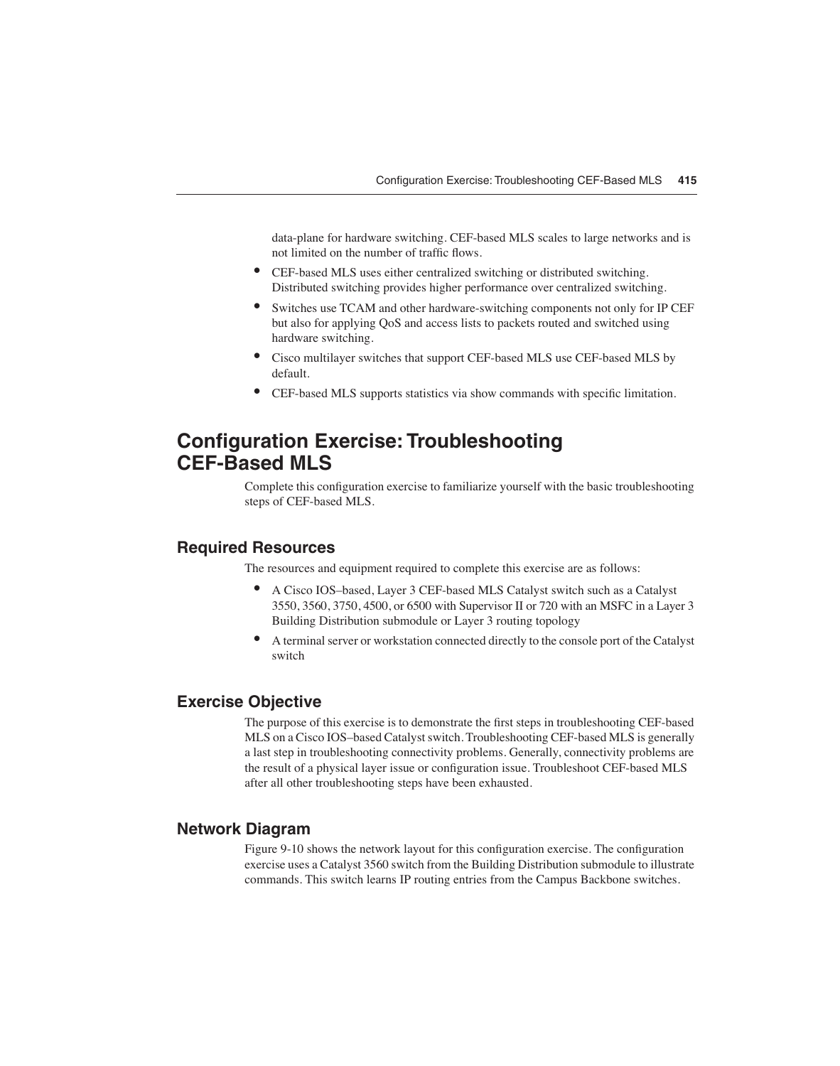data-plane for hardware switching. CEF-based MLS scales to large networks and is not limited on the number of traffic flows.

- CEF-based MLS uses either centralized switching or distributed switching. Distributed switching provides higher performance over centralized switching.
- Switches use TCAM and other hardware-switching components not only for IP CEF but also for applying QoS and access lists to packets routed and switched using hardware switching.
- Cisco multilayer switches that support CEF-based MLS use CEF-based MLS by default.
- CEF-based MLS supports statistics via show commands with specific limitation.

# Configuration Exercise: Troubleshooting CEF-Based MLS

Complete this configuration exercise to familiarize yourself with the basic troubleshooting steps of CEF-based MLS.

## Required Resources

The resources and equipment required to complete this exercise are as follows:

- A Cisco IOS–based, Layer 3 CEF-based MLS Catalyst switch such as a Catalyst 3550, 3560, 3750, 4500, or 6500 with Supervisor II or 720 with an MSFC in a Layer 3 Building Distribution submodule or Layer 3 routing topology
- A terminal server or workstation connected directly to the console port of the Catalyst switch

## Exercise Objective

The purpose of this exercise is to demonstrate the first steps in troubleshooting CEF-based MLS on a Cisco IOS–based Catalyst switch. Troubleshooting CEF-based MLS is generally a last step in troubleshooting connectivity problems. Generally, connectivity problems are the result of a physical layer issue or configuration issue. Troubleshoot CEF-based MLS after all other troubleshooting steps have been exhausted.

## Network Diagram

Figure 9-10 shows the network layout for this configuration exercise. The configuration exercise uses a Catalyst 3560 switch from the Building Distribution submodule to illustrate commands. This switch learns IP routing entries from the Campus Backbone switches.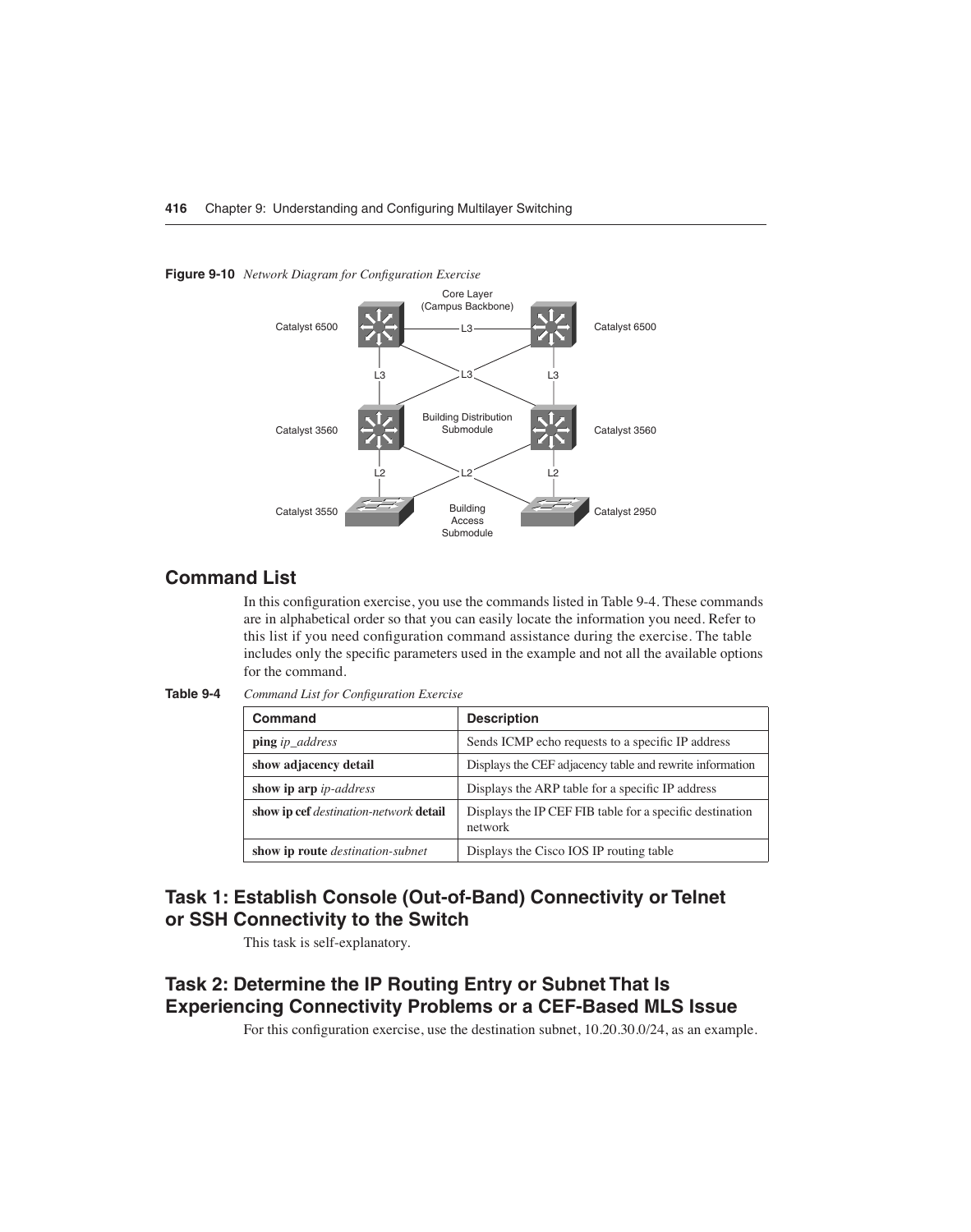**Figure 9-10** *Network Diagram for Configuration Exercise*

## Command List

In this configuration exercise, you use the commands listed in Table 9-4. These commands are in alphabetical order so that you can easily locate the information you need. Refer to this list if you need configuration command assistance during the exercise. The table includes only the specific parameters used in the example and not all the available options for the command.

**Table 9-4** *Command List for Configuration Exercise*

| Command | Description |
|---|---|
| **ping** *ip_address* | Sends ICMP echo requests to a specific IP address |
| **show adjacency detail** | Displays the CEF adjacency table and rewrite information |
| **show ip arp** *ip-address* | Displays the ARP table for a specific IP address |
| **show ip cef** *destination-network* **detail** | Displays the IP CEF FIB table for a specific destination network |
| **show ip route** *destination-subnet* | Displays the Cisco IOS IP routing table |

## Task 1: Establish Console (Out-of-Band) Connectivity or Telnet or SSH Connectivity to the Switch

This task is self-explanatory.

## Task 2: Determine the IP Routing Entry or Subnet That Is Experiencing Connectivity Problems or a CEF-Based MLS Issue

For this configuration exercise, use the destination subnet, 10.20.30.0/24, as an example.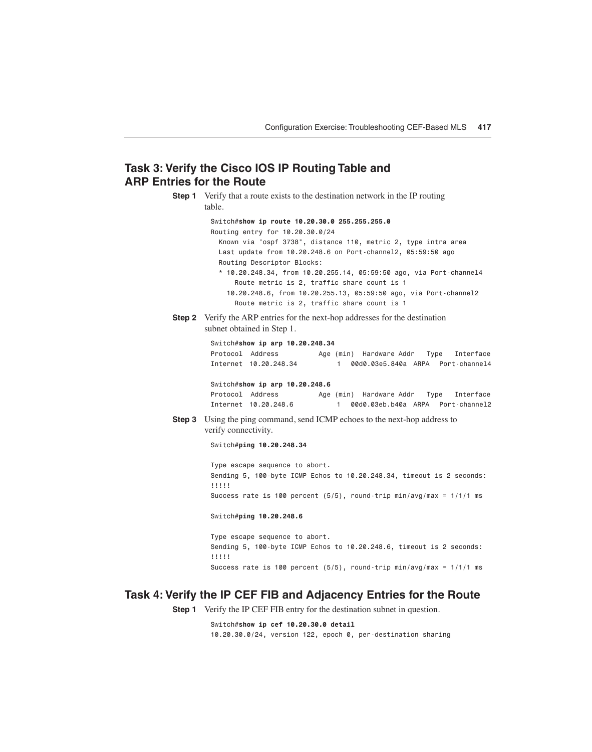## Task 3: Verify the Cisco IOS IP Routing Table and ARP Entries for the Route

**Step 1** Verify that a route exists to the destination network in the IP routing table.

```
Switch#show ip route 10.20.30.0 255.255.255.0
Routing entry for 10.20.30.0/24
  Known via "ospf 3738", distance 110, metric 2, type intra area
  Last update from 10.20.248.6 on Port-channel2, 05:59:50 ago
  Routing Descriptor Blocks:
  * 10.20.248.34, from 10.20.255.14, 05:59:50 ago, via Port-channel4
      Route metric is 2, traffic share count is 1
    10.20.248.6, from 10.20.255.13, 05:59:50 ago, via Port-channel2
      Route metric is 2, traffic share count is 1
```

**Step 2** Verify the ARP entries for the next-hop addresses for the destination subnet obtained in Step 1.

```
Switch#show ip arp 10.20.248.34
Protocol  Address          Age (min)  Hardware Addr   Type   Interface
Internet  10.20.248.34           1  00d0.03e5.840a  ARPA  Port-channel4

Switch#show ip arp 10.20.248.6
Protocol  Address          Age (min)  Hardware Addr   Type   Interface
Internet  10.20.248.6            1  00d0.03eb.b40a  ARPA  Port-channel2
```

**Step 3** Using the ping command, send ICMP echoes to the next-hop address to verify connectivity.

```
Switch#ping 10.20.248.34

Type escape sequence to abort.
Sending 5, 100-byte ICMP Echos to 10.20.248.34, timeout is 2 seconds:
!!!!!
Success rate is 100 percent (5/5), round-trip min/avg/max = 1/1/1 ms

Switch#ping 10.20.248.6

Type escape sequence to abort.
Sending 5, 100-byte ICMP Echos to 10.20.248.6, timeout is 2 seconds:
!!!!!
Success rate is 100 percent (5/5), round-trip min/avg/max = 1/1/1 ms
```

## Task 4: Verify the IP CEF FIB and Adjacency Entries for the Route

**Step 1** Verify the IP CEF FIB entry for the destination subnet in question.

```
Switch#show ip cef 10.20.30.0 detail
10.20.30.0/24, version 122, epoch 0, per-destination sharing
```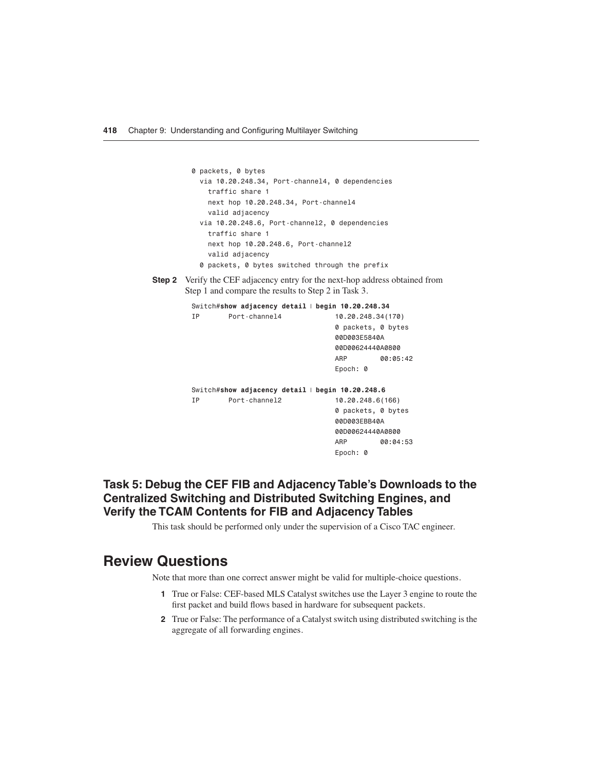```
0 packets, 0 bytes
  via 10.20.248.34, Port-channel4, 0 dependencies
    traffic share 1
    next hop 10.20.248.34, Port-channel4
    valid adjacency
  via 10.20.248.6, Port-channel2, 0 dependencies
    traffic share 1
    next hop 10.20.248.6, Port-channel2
    valid adjacency
  0 packets, 0 bytes switched through the prefix
```

**Step 2** Verify the CEF adjacency entry for the next-hop address obtained from Step 1 and compare the results to Step 2 in Task 3.

```
Switch#show adjacency detail | begin 10.20.248.34
IP       Port-channel4             10.20.248.34(170)
                                   0 packets, 0 bytes
                                   00D003E5840A
                                   00D00624440A0800
                                   ARP        00:05:42
                                   Epoch: 0

Switch#show adjacency detail | begin 10.20.248.6
IP       Port-channel2             10.20.248.6(166)
                                   0 packets, 0 bytes
                                   00D003EBB40A
                                   00D00624440A0800
                                   ARP        00:04:53
                                   Epoch: 0
```

### Task 5: Debug the CEF FIB and Adjacency Table's Downloads to the Centralized Switching and Distributed Switching Engines, and Verify the TCAM Contents for FIB and Adjacency Tables

This task should be performed only under the supervision of a Cisco TAC engineer.

## Review Questions

Note that more than one correct answer might be valid for multiple-choice questions.

1. True or False: CEF-based MLS Catalyst switches use the Layer 3 engine to route the first packet and build flows based in hardware for subsequent packets.
2. True or False: The performance of a Catalyst switch using distributed switching is the aggregate of all forwarding engines.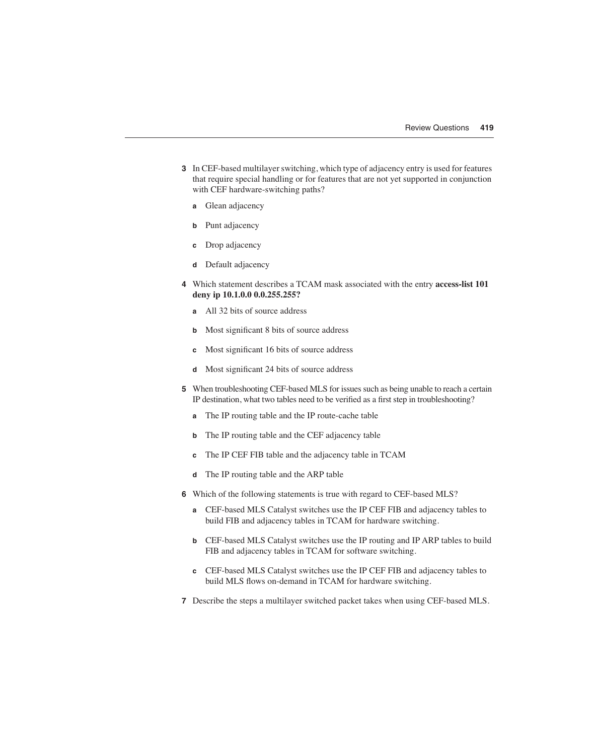3 In CEF-based multilayer switching, which type of adjacency entry is used for features that require special handling or for features that are not yet supported in conjunction with CEF hardware-switching paths?

   a Glean adjacency

   b Punt adjacency

   c Drop adjacency

   d Default adjacency

4 Which statement describes a TCAM mask associated with the entry **access-list 101 deny ip 10.1.0.0 0.0.255.255?**

   a All 32 bits of source address

   b Most significant 8 bits of source address

   c Most significant 16 bits of source address

   d Most significant 24 bits of source address

5 When troubleshooting CEF-based MLS for issues such as being unable to reach a certain IP destination, what two tables need to be verified as a first step in troubleshooting?

   a The IP routing table and the IP route-cache table

   b The IP routing table and the CEF adjacency table

   c The IP CEF FIB table and the adjacency table in TCAM

   d The IP routing table and the ARP table

6 Which of the following statements is true with regard to CEF-based MLS?

   a CEF-based MLS Catalyst switches use the IP CEF FIB and adjacency tables to build FIB and adjacency tables in TCAM for hardware switching.

   b CEF-based MLS Catalyst switches use the IP routing and IP ARP tables to build FIB and adjacency tables in TCAM for software switching.

   c CEF-based MLS Catalyst switches use the IP CEF FIB and adjacency tables to build MLS flows on-demand in TCAM for hardware switching.

7 Describe the steps a multilayer switched packet takes when using CEF-based MLS.